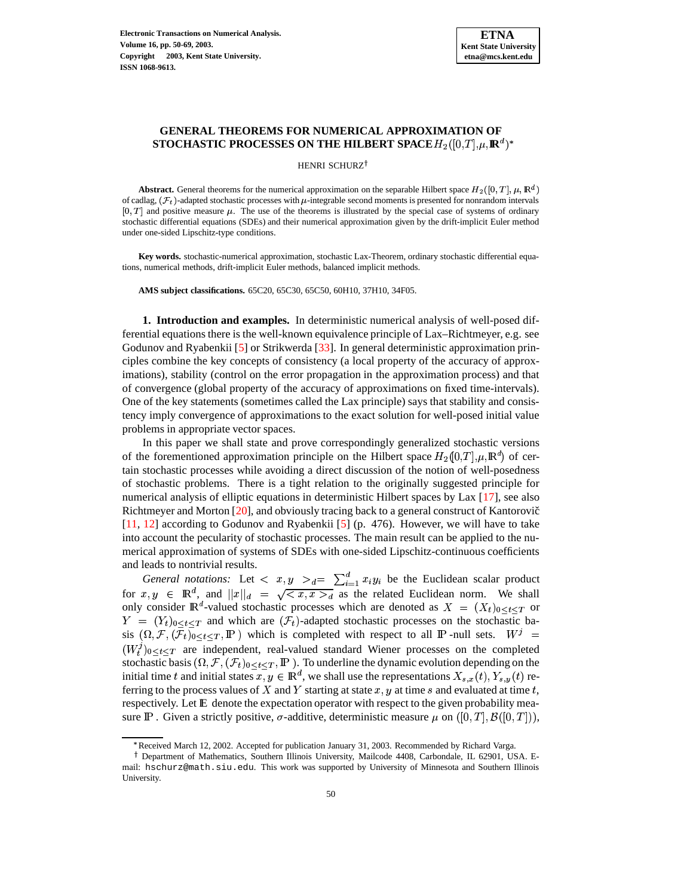# GENERAL THEOREMS FOR NUMERICAL APPROXIMATION OF STOCHASTIC PROCESSES ON THE HILBERT SPACE $H_2([0,T],\mu,\mathbb{R}^d)$*

HENRI SCHURZ†

**Abstract.** General theorems for the numerical approximation on the separable Hilbert space $H_2([0,T],\mu,\mathbb{R}^d)$ of cadlag, $(\mathcal{F}_t)$-adapted stochastic processes with $\mu$-integrable second moments is presented for nonrandom intervals $[0,T]$ and positive measure $\mu$. The use of the theorems is illustrated by the special case of systems of ordinary stochastic differential equations (SDEs) and their numerical approximation given by the drift-implicit Euler method under one-sided Lipschitz-type conditions.

**Key words.** stochastic-numerical approximation, stochastic Lax-Theorem, ordinary stochastic differential equations, numerical methods, drift-implicit Euler methods, balanced implicit methods.

**AMS subject classifications.** 65C20, 65C30, 65C50, 60H10, 37H10, 34F05.

**1. Introduction and examples.** In deterministic numerical analysis of well-posed differential equations there is the well-known equivalence principle of Lax–Richtmeyer, e.g. see Godunov and Ryabenkii [5] or Strikwerda [33]. In general deterministic approximation principles combine the key concepts of consistency (a local property of the accuracy of approximations), stability (control on the error propagation in the approximation process) and that of convergence (global property of the accuracy of approximations on fixed time-intervals). One of the key statements (sometimes called the Lax principle) says that stability and consistency imply convergence of approximations to the exact solution for well-posed initial value problems in appropriate vector spaces.

In this paper we shall state and prove correspondingly generalized stochastic versions of the forementioned approximation principle on the Hilbert space $H_2([0,T],\mu,\mathbb{R}^d)$ of certain stochastic processes while avoiding a direct discussion of the notion of well-posedness of stochastic problems. There is a tight relation to the originally suggested principle for numerical analysis of elliptic equations in deterministic Hilbert spaces by Lax [17], see also Richtmeyer and Morton [20], and obviously tracing back to a general construct of Kantorovič [11, 12] according to Godunov and Ryabenkii [5] (p. 476). However, we will have to take into account the pecularity of stochastic processes. The main result can be applied to the numerical approximation of systems of SDEs with one-sided Lipschitz-continuous coefficients and leads to nontrivial results.

*General notations:* Let $< x,y >_d = \sum_{i=1}^d x_i y_i$ be the Euclidean scalar product for $x,y \in \mathbb{R}^d$, and $||x||_d = \sqrt{< x,x >_d}$ as the related Euclidean norm. We shall only consider $\mathbb{R}^d$-valued stochastic processes which are denoted as $X = (X_t)_{0\leq t\leq T}$ or $Y = (Y_t)_{0\leq t\leq T}$ and which are $(\mathcal{F}_t)$-adapted stochastic processes on the stochastic basis $(\Omega,\mathcal{F},(\mathcal{F}_t)_{0\leq t\leq T},\mathbb{P})$ which is completed with respect to all $\mathbb{P}$-null sets. $W^j = (W_t^j)_{0\leq t\leq T}$ are independent, real-valued standard Wiener processes on the completed stochastic basis $(\Omega,\mathcal{F},(\mathcal{F}_t)_{0\leq t\leq T},\mathbb{P})$. To underline the dynamic evolution depending on the initial time $t$ and initial states $x,y \in \mathbb{R}^d$, we shall use the representations $X_{s,x}(t), Y_{s,y}(t)$ referring to the process values of $X$ and $Y$ starting at state $x,y$ at time $s$ and evaluated at time $t$, respectively. Let $\mathbb{E}$ denote the expectation operator with respect to the given probability measure $\mathbb{P}$. Given a strictly positive, $\sigma$-additive, deterministic measure $\mu$ on $([0,T],\mathcal{B}([0,T]))$,

*Received March 12, 2002. Accepted for publication January 31, 2003. Recommended by Richard Varga.

†Department of Mathematics, Southern Illinois University, Mailcode 4408, Carbondale, IL 62901, USA. E-mail: hschurz@math.siu.edu. This work was supported by University of Minnesota and Southern Illinois University.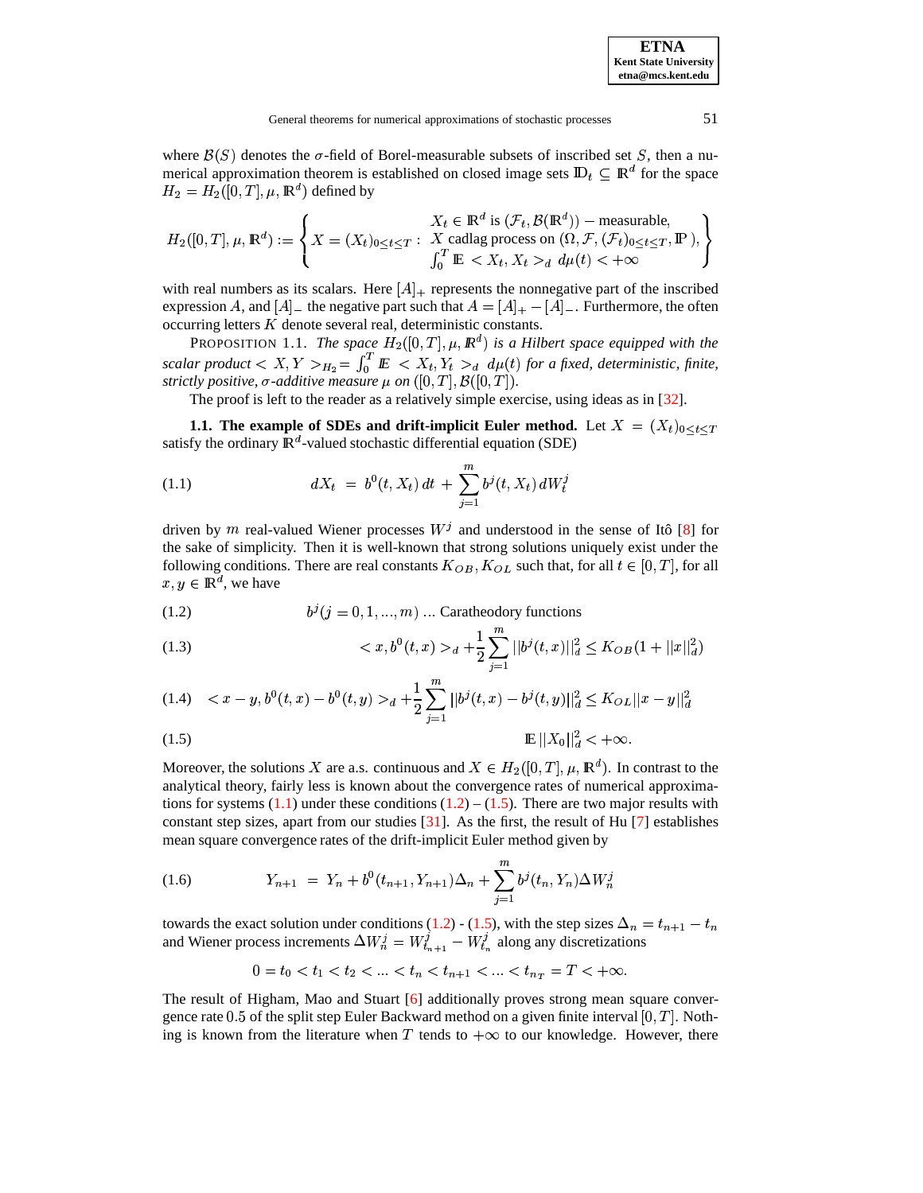where $\mathcal{B}(S)$ denotes the $\sigma$-field of Borel-measurable subsets of inscribed set $S$, then a numerical approximation theorem is established on closed image sets $\mathbb{D}_t \subseteq \mathbb{R}^d$ for the space $H_2 = H_2([0,T],\mu,\mathbb{R}^d)$ defined by

$$H_2([0,T],\mu,\mathbb{R}^d) := \left\{ X = (X_t)_{0\leq t\leq T} : \begin{array}{l} X_t \in \mathbb{R}^d \text{ is } (\mathcal{F}_t, \mathcal{B}(\mathbb{R}^d)) - \text{measurable}, \\ X \text{ cadlag process on } (\Omega, \mathcal{F}, (\mathcal{F}_t)_{0\leq t\leq T}, \mathbb{P}), \\ \int_0^T \mathbb{E} < X_t, X_t >_d \, d\mu(t) < +\infty \end{array} \right\}$$

with real numbers as its scalars. Here $[A]_+$ represents the nonnegative part of the inscribed expression $A$, and $[A]_-$ the negative part such that $A = [A]_+ - [A]_-$. Furthermore, the often occurring letters $K$ denote several real, deterministic constants.

PROPOSITION 1.1. *The space $H_2([0,T],\mu,\mathbb{R}^d)$ is a Hilbert space equipped with the scalar product $< X, Y >_{H_2} = \int_0^T \mathbb{E} < X_t, Y_t >_d \, d\mu(t)$ for a fixed, deterministic, finite, strictly positive, $\sigma$-additive measure $\mu$ on $([0,T], \mathcal{B}([0,T])$.*

The proof is left to the reader as a relatively simple exercise, using ideas as in [32].

**1.1. The example of SDEs and drift-implicit Euler method.** Let $X = (X_t)_{0\leq t\leq T}$ satisfy the ordinary $\mathbb{R}^d$-valued stochastic differential equation (SDE)

$$dX_t \; = \; b^0(t,X_t)\,dt \; + \; \sum_{j=1}^m b^j(t,X_t)\,dW_t^j \tag{1.1}$$

driven by $m$ real-valued Wiener processes $W^j$ and understood in the sense of Itô [8] for the sake of simplicity. Then it is well-known that strong solutions uniquely exist under the following conditions. There are real constants $K_{OB}, K_{OL}$ such that, for all $t \in [0,T]$, for all $x, y \in \mathbb{R}^d$, we have

$$b^j (j = 0, 1, ..., m) \; ... \; \text{Caratheodory functions} \tag{1.2}$$

$$< x, b^0(t,x) >_d + \frac{1}{2}\sum_{j=1}^m ||b^j(t,x)||_d^2 \leq K_{OB}(1 + ||x||_d^2) \tag{1.3}$$

$$< x - y, b^0(t,x) - b^0(t,y) >_d + \frac{1}{2}\sum_{j=1}^m ||b^j(t,x) - b^j(t,y)||_d^2 \leq K_{OL}||x-y||_d^2 \tag{1.4}$$

$$\mathbb{E}\,||X_0||_d^2 < +\infty. \tag{1.5}$$

Moreover, the solutions $X$ are a.s. continuous and $X \in H_2([0,T],\mu,\mathbb{R}^d)$. In contrast to the analytical theory, fairly less is known about the convergence rates of numerical approximations for systems (1.1) under these conditions (1.2) – (1.5). There are two major results with constant step sizes, apart from our studies [31]. As the first, the result of Hu [7] establishes mean square convergence rates of the drift-implicit Euler method given by

$$Y_{n+1} \; = \; Y_n + b^0(t_{n+1}, Y_{n+1})\Delta_n + \sum_{j=1}^m b^j(t_n, Y_n)\Delta W_n^j \tag{1.6}$$

towards the exact solution under conditions (1.2) - (1.5), with the step sizes $\Delta_n = t_{n+1} - t_n$ and Wiener process increments $\Delta W_n^j = W_{t_{n+1}}^j - W_{t_n}^j$ along any discretizations

$$0 = t_0 < t_1 < t_2 < ... < t_n < t_{n+1} < ... < t_{n_T} = T < +\infty.$$

The result of Higham, Mao and Stuart [6] additionally proves strong mean square convergence rate $0.5$ of the split step Euler Backward method on a given finite interval $[0,T]$. Nothing is known from the literature when $T$ tends to $+\infty$ to our knowledge. However, there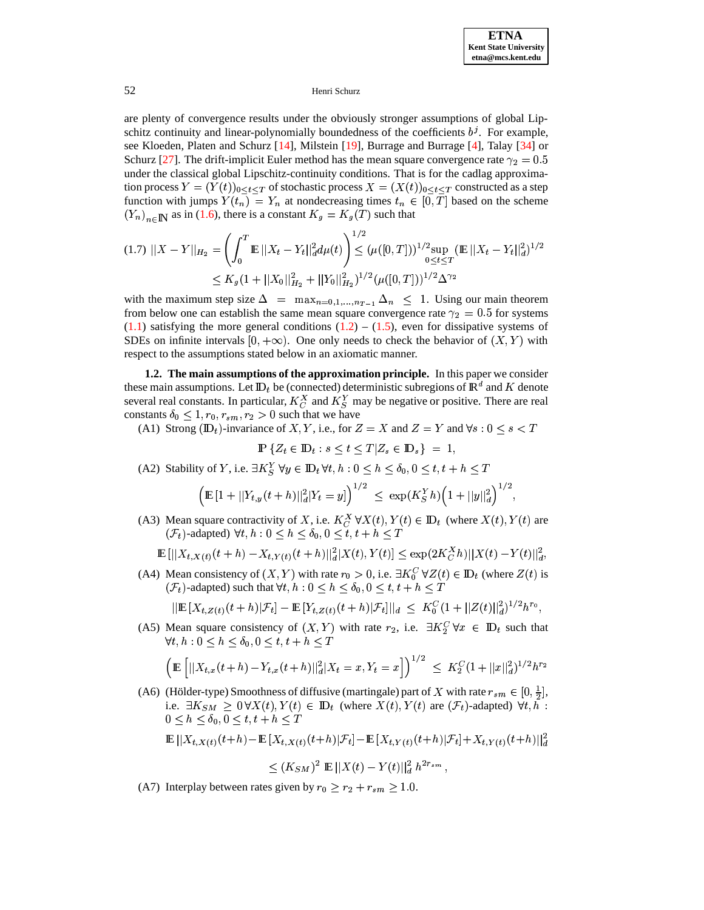are plenty of convergence results under the obviously stronger assumptions of global Lipschitz continuity and linear-polynomially boundedness of the coefficients $b^j$. For example, see Kloeden, Platen and Schurz [14], Milstein [19], Burrage and Burrage [4], Talay [34] or Schurz [27]. The drift-implicit Euler method has the mean square convergence rate $\gamma_2 = 0.5$ under the classical global Lipschitz-continuity conditions. That is for the cadlag approximation process $Y = (Y(t))_{0 \le t \le T}$ of stochastic process $X = (X(t))_{0 \le t \le T}$ constructed as a step function with jumps $Y(t_n) = Y_n$ at nondecreasing times $t_n \in [0, T]$ based on the scheme $(Y_n)_{n \in \mathbb{N}}$ as in (1.6), there is a constant $K_g = K_g(T)$ such that

$$
(1.7)\quad ||X - Y||_{H_2} = \left( \int_0^T \mathbb{E}\,||X_t - Y_t||_d^2 d\mu(t) \right)^{1/2} \le (\mu([0,T]))^{1/2} \sup_{0 \le t \le T} (\mathbb{E}\,||X_t - Y_t||_d^2)^{1/2}
$$
$$
\le K_g (1 + ||X_0||_{H_2}^2 + ||Y_0||_{H_2}^2)^{1/2} (\mu([0,T]))^{1/2} \Delta^{\gamma_2}
$$

with the maximum step size $\Delta = \max_{n=0,1,\ldots,n_T - 1} \Delta_n \le 1$. Using our main theorem from below one can establish the same mean square convergence rate $\gamma_2 = 0.5$ for systems (1.1) satisfying the more general conditions (1.2) – (1.5), even for dissipative systems of SDEs on infinite intervals $[0, +\infty)$. One only needs to check the behavior of $(X, Y)$ with respect to the assumptions stated below in an axiomatic manner.

**1.2. The main assumptions of the approximation principle.** In this paper we consider these main assumptions. Let $\mathbb{D}_t$ be (connected) deterministic subregions of $\mathbb{R}^d$ and $K$ denote several real constants. In particular, $K_C^X$ and $K_S^Y$ may be negative or positive. There are real constants $\delta_0 \le 1, r_0, r_{sm}, r_2 > 0$ such that we have

(A1) Strong $(\mathbb{D}_t)$-invariance of $X, Y$, i.e., for $Z = X$ and $Z = Y$ and $\forall s : 0 \le s < T$

$$
\mathbb{P}\,\{ Z_t \in \mathbb{D}_t : s \le t \le T | Z_s \in \mathbb{D}_s \} = 1,
$$

(A2) Stability of $Y$, i.e. $\exists K_S^Y\ \forall y \in \mathbb{D}_t\ \forall t, h : 0 \le h \le \delta_0, 0 \le t, t+h \le T$

$$
\left( \mathbb{E}\,[1 + ||Y_{t,y}(t+h)||_d^2 | Y_t = y] \right)^{1/2} \le \exp(K_S^Y h) \left( 1 + ||y||_d^2 \right)^{1/2},
$$

(A3) Mean square contractivity of $X$, i.e. $K_C^X\ \forall X(t), Y(t) \in \mathbb{D}_t$ (where $X(t), Y(t)$ are $(\mathcal{F}_t)$-adapted) $\forall t, h : 0 \le h \le \delta_0, 0 \le t, t+h \le T$

$$
\mathbb{E}\,[||X_{t,X(t)}(t+h) - X_{t,Y(t)}(t+h)||_d^2 | X(t), Y(t)] \le \exp(2K_C^X h) ||X(t) - Y(t)||_d^2,
$$

(A4) Mean consistency of $(X, Y)$ with rate $r_0 > 0$, i.e. $\exists K_0^C\ \forall Z(t) \in \mathbb{D}_t$ (where $Z(t)$ is $(\mathcal{F}_t)$-adapted) such that $\forall t, h : 0 \le h \le \delta_0, 0 \le t, t+h \le T$

$$
||\mathbb{E}\,[X_{t,Z(t)}(t+h)|\mathcal{F}_t] - \mathbb{E}\,[Y_{t,Z(t)}(t+h)|\mathcal{F}_t]||_d \le K_0^C (1 + ||Z(t)||_d^2)^{1/2} h^{r_0},
$$

(A5) Mean square consistency of $(X, Y)$ with rate $r_2$, i.e. $\exists K_2^C\ \forall x \in \mathbb{D}_t$ such that $\forall t, h : 0 \le h \le \delta_0, 0 \le t, t+h \le T$

$$
\left( \mathbb{E}\left[ ||X_{t,x}(t+h) - Y_{t,x}(t+h)||_d^2 | X_t = x, Y_t = x \right] \right)^{1/2} \le K_2^C (1 + ||x||_d^2)^{1/2} h^{r_2}
$$

(A6) (Hölder-type) Smoothness of diffusive (martingale) part of $X$ with rate $r_{sm} \in [0, \frac{1}{2}]$, i.e. $\exists K_{SM} \ge 0\ \forall X(t), Y(t) \in \mathbb{D}_t$ (where $X(t), Y(t)$ are $(\mathcal{F}_t)$-adapted) $\forall t, h : 0 \le h \le \delta_0, 0 \le t, t+h \le T$

$$
\mathbb{E}\,||X_{t,X(t)}(t+h) - \mathbb{E}\,[X_{t,X(t)}(t+h)|\mathcal{F}_t] - \mathbb{E}\,[X_{t,Y(t)}(t+h)|\mathcal{F}_t] + X_{t,Y(t)}(t+h)||_d^2
$$
$$
\le (K_{SM})^2\ \mathbb{E}\,||X(t) - Y(t)||_d^2\ h^{2r_{sm}},
$$

(A7) Interplay between rates given by $r_0 \ge r_2 + r_{sm} \ge 1.0$.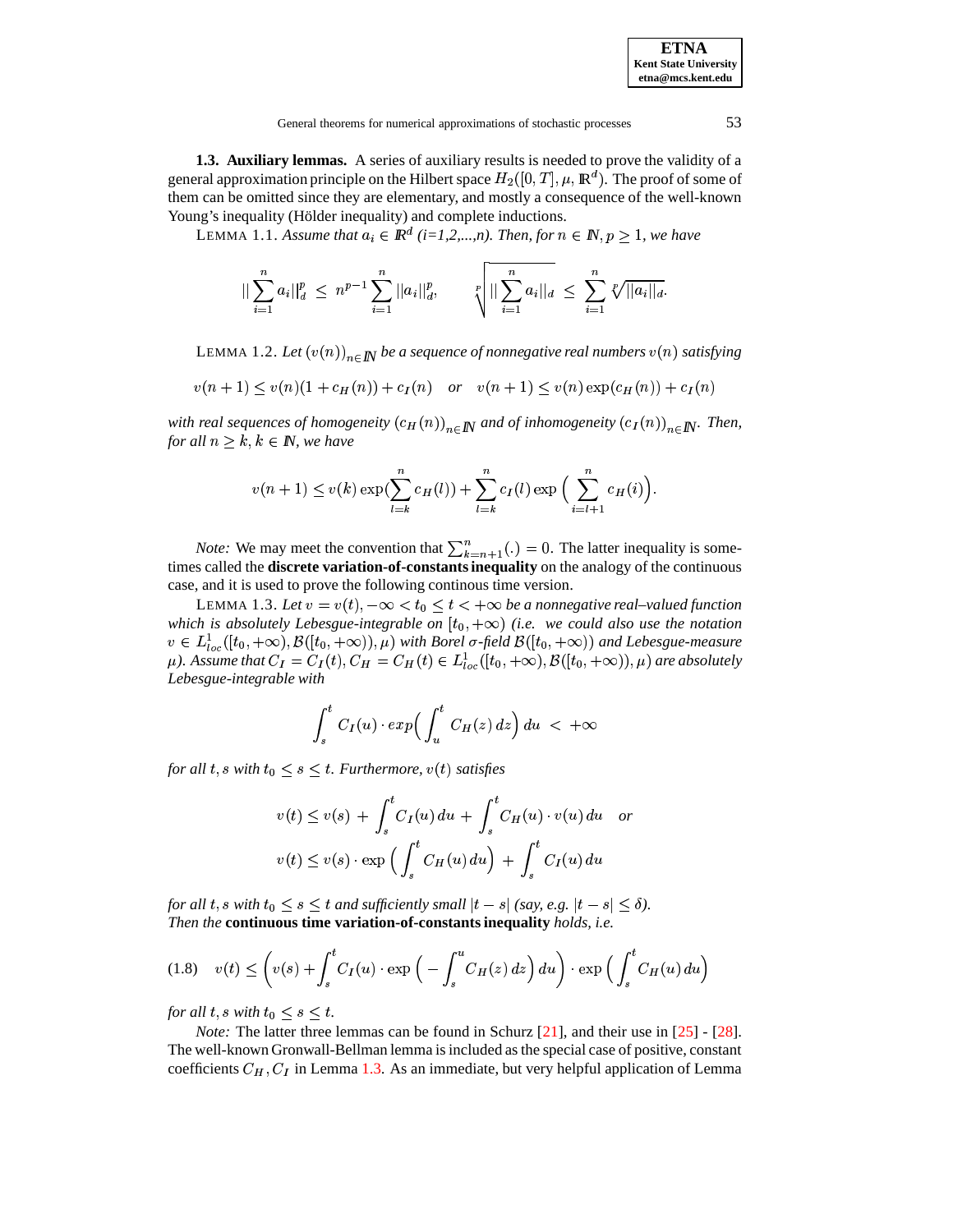**1.3. Auxiliary lemmas.** A series of auxiliary results is needed to prove the validity of a general approximation principle on the Hilbert space $H_2([0,T],\mu,\mathbb{R}^d)$. The proof of some of them can be omitted since they are elementary, and mostly a consequence of the well-known Young's inequality (Hölder inequality) and complete inductions.

LEMMA 1.1. *Assume that $a_i \in \mathbb{R}^d$ (i=1,2,...,n). Then, for $n \in \mathbb{N}, p \geq 1$, we have*

$$||\sum_{i=1}^{n} a_i||_d^p \;\leq\; n^{p-1} \sum_{i=1}^{n} ||a_i||_d^p, \qquad \sqrt[p]{||\sum_{i=1}^{n} a_i||_d} \;\leq\; \sum_{i=1}^{n} \sqrt[p]{||a_i||_d}.$$

LEMMA 1.2. *Let $(v(n))_{n\in\mathbb{N}}$ be a sequence of nonnegative real numbers $v(n)$ satisfying*

$$v(n+1) \leq v(n)(1+c_H(n)) + c_I(n) \quad \text{or} \quad v(n+1) \leq v(n)\exp(c_H(n)) + c_I(n)$$

*with real sequences of homogeneity $(c_H(n))_{n\in\mathbb{N}}$ and of inhomogeneity $(c_I(n))_{n\in\mathbb{N}}$. Then, for all $n \geq k$, $k \in \mathbb{N}$, we have*

$$v(n+1) \leq v(k)\exp(\sum_{l=k}^{n} c_H(l)) + \sum_{l=k}^{n} c_I(l)\exp\Big(\sum_{i=l+1}^{n} c_H(i)\Big).$$

*Note:* We may meet the convention that $\sum_{k=n+1}^{n}(.) = 0$. The latter inequality is sometimes called the **discrete variation-of-constants inequality** on the analogy of the continuous case, and it is used to prove the following continous time version.

LEMMA 1.3. *Let $v = v(t), -\infty < t_0 \leq t < +\infty$ be a nonnegative real–valued function which is absolutely Lebesgue-integrable on $[t_0,+\infty)$ (i.e. we could also use the notation $v \in L^1_{loc}([t_0,+\infty),\mathcal{B}([t_0,+\infty)),\mu)$ with Borel $\sigma$-field $\mathcal{B}([t_0,+\infty))$ and Lebesgue-measure $\mu$). Assume that $C_I = C_I(t), C_H = C_H(t) \in L^1_{loc}([t_0,+\infty),\mathcal{B}([t_0,+\infty)),\mu)$ are absolutely Lebesgue-integrable with*

$$\int_s^t C_I(u)\cdot exp\Big(\int_u^t C_H(z)\,dz\Big)\,du \;<\; +\infty$$

*for all $t,s$ with $t_0 \leq s \leq t$. Furthermore, $v(t)$ satisfies*

$$v(t) \leq v(s) \,+\, \int_s^t C_I(u)\,du \,+\, \int_s^t C_H(u)\cdot v(u)\,du \quad \text{or}$$
$$v(t) \leq v(s)\cdot \exp\Big(\int_s^t C_H(u)\,du\Big) \,+\, \int_s^t C_I(u)\,du$$

*for all $t,s$ with $t_0 \leq s \leq t$ and sufficiently small $|t-s|$ (say, e.g. $|t-s| \leq \delta$).*
*Then the* **continuous time variation-of-constants inequality** *holds, i.e.*

$$v(t) \leq \left(v(s) + \int_s^t C_I(u)\cdot\exp\Big(-\int_s^u C_H(z)\,dz\Big)\,du\right)\cdot\exp\Big(\int_s^t C_H(u)\,du\Big) \tag{1.8}$$

*for all $t,s$ with $t_0 \leq s \leq t$.*

*Note:* The latter three lemmas can be found in Schurz [21], and their use in [25] - [28]. The well-known Gronwall-Bellman lemma is included as the special case of positive, constant coefficients $C_H, C_I$ in Lemma 1.3. As an immediate, but very helpful application of Lemma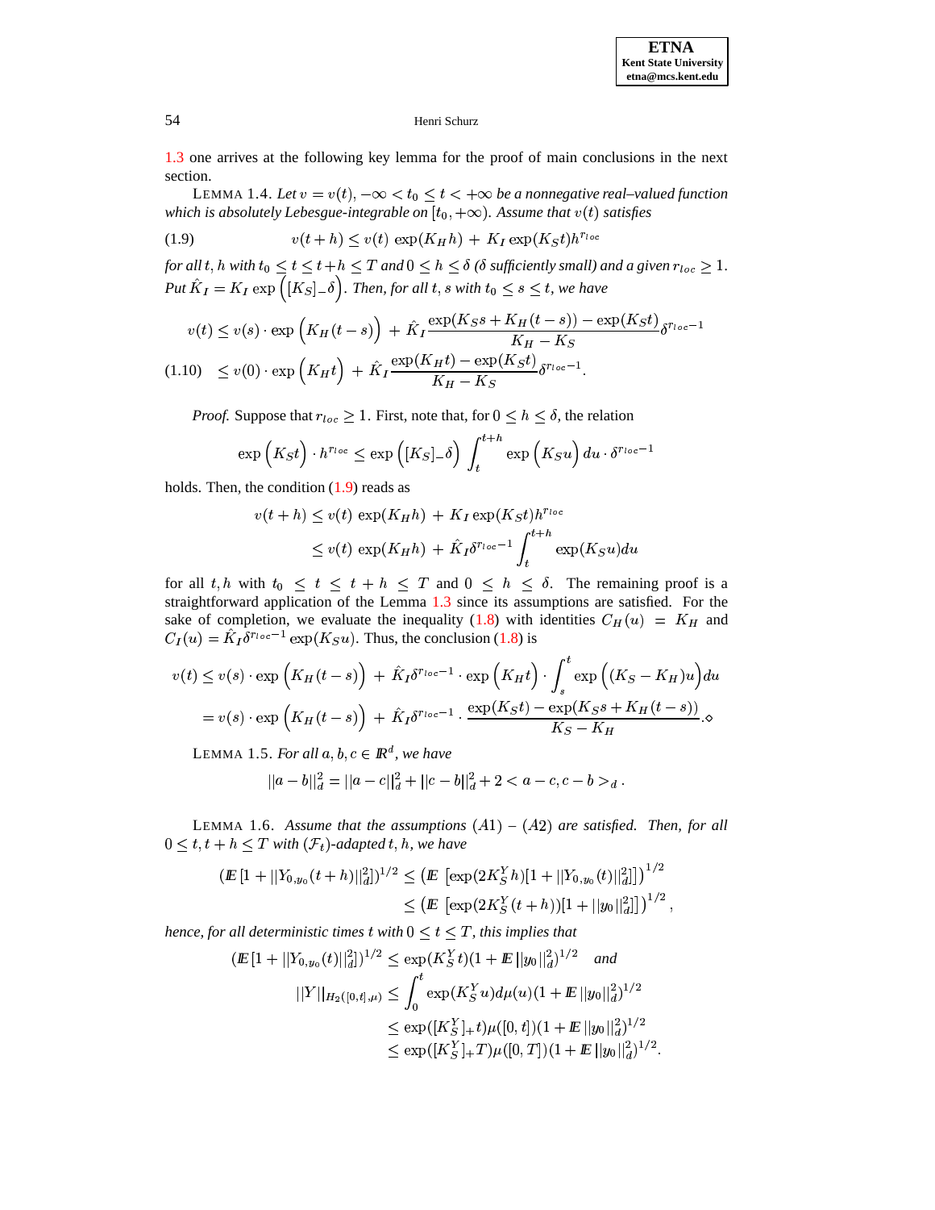1.3 one arrives at the following key lemma for the proof of main conclusions in the next section.

LEMMA 1.4. *Let $v = v(t)$, $-\infty < t_0 \le t < +\infty$ be a nonnegative real–valued function which is absolutely Lebesgue-integrable on $[t_0, +\infty)$. Assume that $v(t)$ satisfies*

$$v(t+h) \le v(t)\,\exp(K_H h) + K_I \exp(K_S t) h^{r_{loc}} \tag{1.9}$$

*for all $t, h$ with $t_0 \le t \le t+h \le T$ and $0 \le h \le \delta$ ($\delta$ sufficiently small) and a given $r_{loc} \ge 1$. Put $\hat{K}_I = K_I \exp\Big([K_S]_- \delta\Big)$. Then, for all $t, s$ with $t_0 \le s \le t$, we have*

$$\begin{aligned} v(t) &\le v(s) \cdot \exp\Big(K_H(t-s)\Big) + \hat{K}_I \frac{\exp(K_S s + K_H(t-s)) - \exp(K_S t)}{K_H - K_S} \delta^{r_{loc}-1} \\ &\le v(0) \cdot \exp\Big(K_H t\Big) + \hat{K}_I \frac{\exp(K_H t) - \exp(K_S t)}{K_H - K_S} \delta^{r_{loc}-1}. \end{aligned} \tag{1.10}$$

*Proof.* Suppose that $r_{loc} \ge 1$. First, note that, for $0 \le h \le \delta$, the relation

$$\exp\Big(K_S t\Big) \cdot h^{r_{loc}} \le \exp\Big([K_S]_- \delta\Big) \int_t^{t+h} \exp\Big(K_S u\Big)\, du \cdot \delta^{r_{loc}-1}$$

holds. Then, the condition (1.9) reads as

$$\begin{aligned} v(t+h) &\le v(t)\,\exp(K_H h) + K_I \exp(K_S t) h^{r_{loc}} \\ &\le v(t)\,\exp(K_H h) + \hat{K}_I \delta^{r_{loc}-1} \int_t^{t+h} \exp(K_S u) du \end{aligned}$$

for all $t, h$ with $t_0 \le t \le t+h \le T$ and $0 \le h \le \delta$. The remaining proof is a straightforward application of the Lemma 1.3 since its assumptions are satisfied. For the sake of completion, we evaluate the inequality (1.8) with identities $C_H(u) = K_H$ and $C_I(u) = \hat{K}_I \delta^{r_{loc}-1} \exp(K_S u)$. Thus, the conclusion (1.8) is

$$\begin{aligned} v(t) &\le v(s) \cdot \exp\Big(K_H(t-s)\Big) + \hat{K}_I \delta^{r_{loc}-1} \cdot \exp\Big(K_H t\Big) \cdot \int_s^t \exp\Big((K_S - K_H)u\Big) du \\ &= v(s) \cdot \exp\Big(K_H(t-s)\Big) + \hat{K}_I \delta^{r_{loc}-1} \cdot \frac{\exp(K_S t) - \exp(K_S s + K_H(t-s))}{K_S - K_H}. \diamond \end{aligned}$$

LEMMA 1.5. *For all $a, b, c \in \mathbb{R}^d$, we have*

$$||a-b||_d^2 = ||a-c||_d^2 + ||c-b||_d^2 + 2 < a-c, c-b >_d .$$

LEMMA 1.6. *Assume that the assumptions $(A1)$ – $(A2)$ are satisfied. Then, for all $0 \le t, t+h \le T$ with $(\mathcal{F}_t)$-adapted $t, h$, we have*

$$\begin{aligned} (\mathbb{E}\,[1 + ||Y_{0,y_0}(t+h)||_d^2])^{1/2} &\le \Big(\mathbb{E}\,\left[\exp(2K_S^Y h)[1 + ||Y_{0,y_0}(t)||_d^2]\right]\Big)^{1/2} \\ &\le \Big(\mathbb{E}\,\left[\exp(2K_S^Y (t+h))[1 + ||y_0||_d^2]\right]\Big)^{1/2}, \end{aligned}$$

*hence, for all deterministic times $t$ with $0 \le t \le T$, this implies that*

$$\begin{aligned} (\mathbb{E}\,[1 + ||Y_{0,y_0}(t)||_d^2])^{1/2} &\le \exp(K_S^Y t)(1 + \mathbb{E}\,||y_0||_d^2)^{1/2} \quad \textit{and} \\ ||Y||_{H_2([0,t],\mu)} &\le \int_0^t \exp(K_S^Y u) d\mu(u) (1 + \mathbb{E}\,||y_0||_d^2)^{1/2} \\ &\le \exp([K_S^Y]_+ t)\mu([0,t])(1 + \mathbb{E}\,||y_0||_d^2)^{1/2} \\ &\le \exp([K_S^Y]_+ T)\mu([0,T])(1 + \mathbb{E}\,||y_0||_d^2)^{1/2}. \end{aligned}$$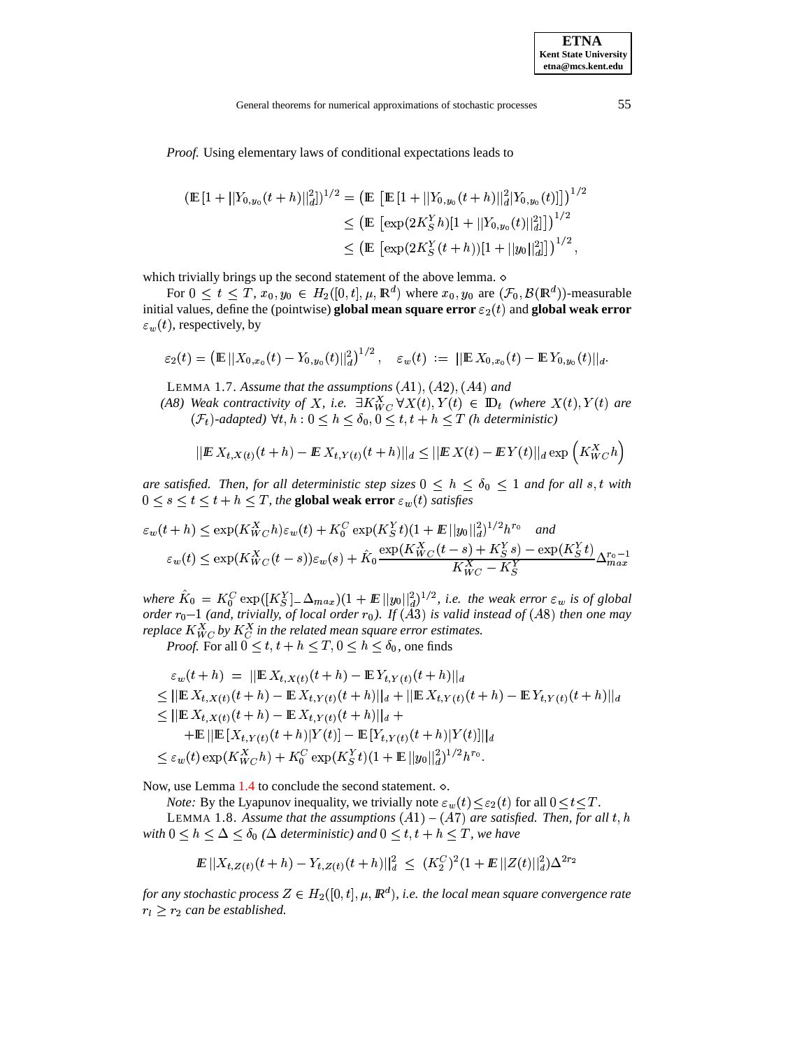*Proof.* Using elementary laws of conditional expectations leads to

$$
\begin{aligned}
(\mathbb{E}[1+||Y_{0,y_0}(t+h)||_d^2])^{1/2} &= \left(\mathbb{E}\left[\mathbb{E}[1+||Y_{0,y_0}(t+h)||_d^2|Y_{0,y_0}(t)]\right]\right)^{1/2}\\
&\le \left(\mathbb{E}\left[\exp(2K_S^Y h)[1+||Y_{0,y_0}(t)||_d^2]\right]\right)^{1/2}\\
&\le \left(\mathbb{E}\left[\exp(2K_S^Y(t+h))[1+||y_0||_d^2]\right]\right)^{1/2},
\end{aligned}
$$

which trivially brings up the second statement of the above lemma. ⋄

For $0 \le t \le T$, $x_0, y_0 \in H_2([0,t],\mu,\mathbb{R}^d)$ where $x_0, y_0$ are $(\mathcal{F}_0, \mathcal{B}(\mathbb{R}^d))$-measurable initial values, define the (pointwise) **global mean square error** $\varepsilon_2(t)$ and **global weak error** $\varepsilon_w(t)$, respectively, by

$$
\varepsilon_2(t) = \left(\mathbb{E}\,||X_{0,x_0}(t) - Y_{0,y_0}(t)||_d^2\right)^{1/2}, \quad \varepsilon_w(t) := ||\mathbb{E}\,X_{0,x_0}(t) - \mathbb{E}\,Y_{0,y_0}(t)||_d.
$$

LEMMA 1.7. *Assume that the assumptions $(A1), (A2), (A4)$ and*

*(A8) Weak contractivity of $X$, i.e. $\exists K_{WC}^X\, \forall X(t), Y(t) \in \mathbb{D}_t$ (where $X(t), Y(t)$ are $(\mathcal{F}_t)$-adapted) $\forall t,h: 0 \le h \le \delta_0, 0 \le t, t+h \le T$ ($h$ deterministic)*

$$
||\mathbb{E}\,X_{t,X(t)}(t+h) - \mathbb{E}\,X_{t,Y(t)}(t+h)||_d \le ||\mathbb{E}\,X(t) - \mathbb{E}\,Y(t)||_d \exp\left(K_{WC}^X h\right)
$$

*are satisfied. Then, for all deterministic step sizes $0 \le h \le \delta_0 \le 1$ and for all $s,t$ with $0 \le s \le t \le t+h \le T$, the* **global weak error** *$\varepsilon_w(t)$ satisfies*

$$
\varepsilon_w(t+h) \le \exp(K_{WC}^X h)\varepsilon_w(t) + K_0^C \exp(K_S^Y t)(1+\mathbb{E}\,||y_0||_d^2)^{1/2} h^{r_0} \quad \textit{and}
$$

$$
\varepsilon_w(t) \le \exp(K_{WC}^X (t-s))\varepsilon_w(s) + \hat{K}_0 \frac{\exp(K_{WC}^X(t-s) + K_S^Y s) - \exp(K_S^Y t)}{K_{WC}^X - K_S^Y} \Delta_{max}^{r_0 - 1}
$$

*where $\hat{K}_0 = K_0^C \exp([K_S^Y]_- \Delta_{max})(1+\mathbb{E}\,||y_0||_d^2)^{1/2}$, i.e. the weak error $\varepsilon_w$ is of global order $r_0-1$ (and, trivially, of local order $r_0$). If $(A3)$ is valid instead of $(A8)$ then one may replace $K_{WC}^X$ by $K_C^X$ in the related mean square error estimates.*

*Proof.* For all $0 \le t, t+h \le T, 0 \le h \le \delta_0$, one finds

$$
\begin{aligned}
&\varepsilon_w(t+h) \;=\; ||\mathbb{E}\,X_{t,X(t)}(t+h) - \mathbb{E}\,Y_{t,Y(t)}(t+h)||_d\\
&\le ||\mathbb{E}\,X_{t,X(t)}(t+h) - \mathbb{E}\,X_{t,Y(t)}(t+h)||_d + ||\mathbb{E}\,X_{t,Y(t)}(t+h) - \mathbb{E}\,Y_{t,Y(t)}(t+h)||_d\\
&\le ||\mathbb{E}\,X_{t,X(t)}(t+h) - \mathbb{E}\,X_{t,Y(t)}(t+h)||_d +\\
&\qquad + \mathbb{E}\,||\mathbb{E}[X_{t,Y(t)}(t+h)|Y(t)] - \mathbb{E}[Y_{t,Y(t)}(t+h)|Y(t)]||_d\\
&\le \varepsilon_w(t)\exp(K_{WC}^X h) + K_0^C \exp(K_S^Y t)(1+\mathbb{E}\,||y_0||_d^2)^{1/2} h^{r_0}.
\end{aligned}
$$

Now, use Lemma 1.4 to conclude the second statement. ⋄.

*Note:* By the Lyapunov inequality, we trivially note $\varepsilon_w(t) \le \varepsilon_2(t)$ for all $0 \le t \le T$.

LEMMA 1.8. *Assume that the assumptions $(A1)$ – $(A7)$ are satisfied. Then, for all $t,h$ with $0 \le h \le \Delta \le \delta_0$ ($\Delta$ deterministic) and $0 \le t, t+h \le T$, we have*

$$
\mathbb{E}\,||X_{t,Z(t)}(t+h) - Y_{t,Z(t)}(t+h)||_d^2 \;\le\; (K_2^C)^2(1+\mathbb{E}\,||Z(t)||_d^2)\Delta^{2r_2}
$$

*for any stochastic process $Z \in H_2([0,t],\mu,\mathbb{R}^d)$, i.e. the local mean square convergence rate $r_l \ge r_2$ can be established.*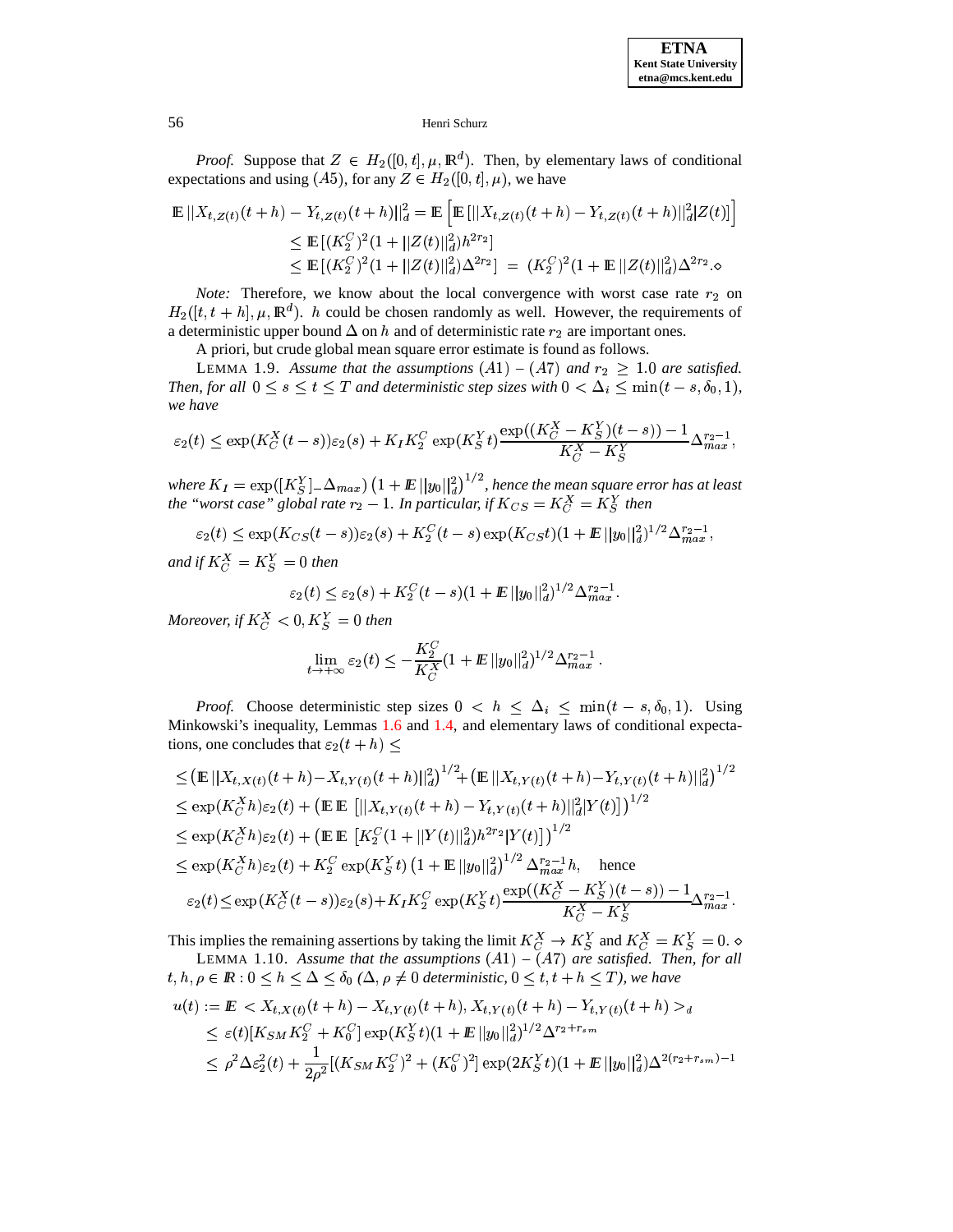*Proof.* Suppose that $Z \in H_2([0,t],\mu,\mathbb{R}^d)$. Then, by elementary laws of conditional expectations and using $(A5)$, for any $Z \in H_2([0,t],\mu)$, we have

$$
\begin{aligned}
\mathbb{E}\,||X_{t,Z(t)}(t+h) - Y_{t,Z(t)}(t+h)||_d^2 &= \mathbb{E}\left[\mathbb{E}\,[||X_{t,Z(t)}(t+h) - Y_{t,Z(t)}(t+h)||_d^2 | Z(t)]\right] \\
&\leq \mathbb{E}\,[(K_2^C)^2(1+||Z(t)||_d^2)h^{2r_2}] \\
&\leq \mathbb{E}\,[(K_2^C)^2(1+||Z(t)||_d^2)\Delta^{2r_2}] \;=\; (K_2^C)^2(1+\mathbb{E}\,||Z(t)||_d^2)\Delta^{2r_2}. \diamond
\end{aligned}
$$

*Note:* Therefore, we know about the local convergence with worst case rate $r_2$ on $H_2([t,t+h],\mu,\mathbb{R}^d)$. $h$ could be chosen randomly as well. However, the requirements of a deterministic upper bound $\Delta$ on $h$ and of deterministic rate $r_2$ are important ones.

A priori, but crude global mean square error estimate is found as follows.

LEMMA 1.9. *Assume that the assumptions $(A1)$ – $(A7)$ and $r_2 \geq 1.0$ are satisfied. Then, for all $0 \leq s \leq t \leq T$ and deterministic step sizes with $0 < \Delta_i \leq \min(t-s,\delta_0,1)$, we have*

$$
\varepsilon_2(t) \leq \exp(K_C^X(t-s))\varepsilon_2(s) + K_I K_2^C \exp(K_S^Y t)\frac{\exp((K_C^X - K_S^Y)(t-s)) - 1}{K_C^X - K_S^Y}\Delta_{max}^{r_2-1},
$$

*where $K_I = \exp([K_S^Y]_-\Delta_{max})\left(1+\mathbb{E}\,||y_0||_d^2\right)^{1/2}$, hence the mean square error has at least the "worst case" global rate $r_2 - 1$. In particular, if $K_{CS} = K_C^X = K_S^Y$ then*

$$
\varepsilon_2(t) \leq \exp(K_{CS}(t-s))\varepsilon_2(s) + K_2^C(t-s)\exp(K_{CS}t)(1+\mathbb{E}\,||y_0||_d^2)^{1/2}\Delta_{max}^{r_2-1},
$$

*and if $K_C^X = K_S^Y = 0$ then*

$$
\varepsilon_2(t) \leq \varepsilon_2(s) + K_2^C(t-s)(1+\mathbb{E}\,||y_0||_d^2)^{1/2}\Delta_{max}^{r_2-1}.
$$

*Moreover, if $K_C^X < 0, K_S^Y = 0$ then*

$$
\lim_{t\to+\infty}\varepsilon_2(t) \leq -\frac{K_2^C}{K_C^X}(1+\mathbb{E}\,||y_0||_d^2)^{1/2}\Delta_{max}^{r_2-1}.
$$

*Proof.* Choose deterministic step sizes $0 < h \leq \Delta_i \leq \min(t-s,\delta_0,1)$. Using Minkowski's inequality, Lemmas 1.6 and 1.4, and elementary laws of conditional expectations, one concludes that $\varepsilon_2(t+h) \leq$

$$
\begin{aligned}
&\leq \left(\mathbb{E}\,||X_{t,X(t)}(t+h) - X_{t,Y(t)}(t+h)||_d^2\right)^{1/2} + \left(\mathbb{E}\,||X_{t,Y(t)}(t+h) - Y_{t,Y(t)}(t+h)||_d^2\right)^{1/2} \\
&\leq \exp(K_C^X h)\varepsilon_2(t) + \left(\mathbb{E}\,\mathbb{E}\,\left[||X_{t,Y(t)}(t+h) - Y_{t,Y(t)}(t+h)||_d^2 | Y(t)\right]\right)^{1/2} \\
&\leq \exp(K_C^X h)\varepsilon_2(t) + \left(\mathbb{E}\,\mathbb{E}\,\left[K_2^C(1+||Y(t)||_d^2)h^{2r_2} | Y(t)\right]\right)^{1/2} \\
&\leq \exp(K_C^X h)\varepsilon_2(t) + K_2^C\exp(K_S^Y t)\left(1+\mathbb{E}\,||y_0||_d^2\right)^{1/2}\Delta_{max}^{r_2-1}h, \quad \text{hence} \\
&\varepsilon_2(t) \leq \exp(K_C^X(t-s))\varepsilon_2(s) + K_I K_2^C\exp(K_S^Y t)\frac{\exp((K_C^X - K_S^Y)(t-s)) - 1}{K_C^X - K_S^Y}\Delta_{max}^{r_2-1}.
\end{aligned}
$$

This implies the remaining assertions by taking the limit $K_C^X \to K_S^Y$ and $K_C^X = K_S^Y = 0$. $\diamond$

LEMMA 1.10. *Assume that the assumptions $(A1)$ – $(A7)$ are satisfied. Then, for all $t,h,\rho \in \mathbb{R} : 0 \leq h \leq \Delta \leq \delta_0$ ($\Delta, \rho \neq 0$ deterministic, $0 \leq t, t+h \leq T$), we have*

$$
\begin{aligned}
u(t) &:= \mathbb{E} < X_{t,X(t)}(t+h) - X_{t,Y(t)}(t+h), X_{t,Y(t)}(t+h) - Y_{t,Y(t)}(t+h) >_d \\
&\leq \varepsilon(t)[K_{SM}K_2^C + K_0^C]\exp(K_S^Y t)(1+\mathbb{E}\,||y_0||_d^2)^{1/2}\Delta^{r_2+r_{sm}} \\
&\leq \rho^2\Delta\varepsilon_2^2(t) + \frac{1}{2\rho^2}[(K_{SM}K_2^C)^2 + (K_0^C)^2]\exp(2K_S^Y t)(1+\mathbb{E}\,||y_0||_d^2)\Delta^{2(r_2+r_{sm})-1}
\end{aligned}
$$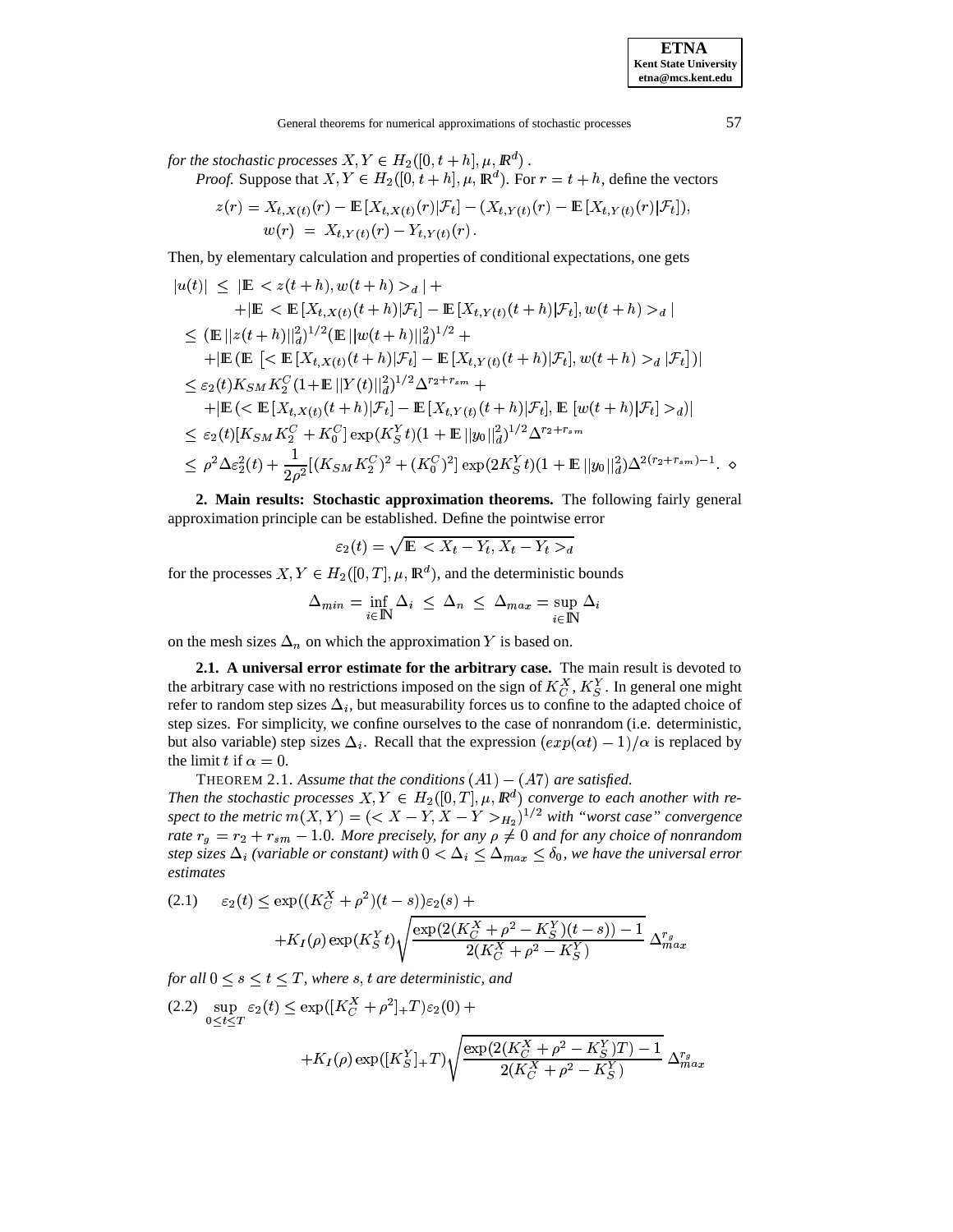*for the stochastic processes* $X, Y \in H_2([0, t+h], \mu, \mathbb{R}^d)$.

*Proof.* Suppose that $X, Y \in H_2([0, t+h], \mu, \mathbb{R}^d)$. For $r = t + h$, define the vectors

$$z(r) = X_{t,X(t)}(r) - \mathbb{E}[X_{t,X(t)}(r)|\mathcal{F}_t] - (X_{t,Y(t)}(r) - \mathbb{E}[X_{t,Y(t)}(r)|\mathcal{F}_t]),$$
$$w(r) = X_{t,Y(t)}(r) - Y_{t,Y(t)}(r).$$

Then, by elementary calculation and properties of conditional expectations, one gets

$$
\begin{aligned}
|u(t)| \;&\leq\; |\mathbb{E} < z(t+h), w(t+h) >_d| + \\
&\quad + |\mathbb{E} < \mathbb{E}[X_{t,X(t)}(t+h)|\mathcal{F}_t] - \mathbb{E}[X_{t,Y(t)}(t+h)|\mathcal{F}_t], w(t+h) >_d| \\
&\leq (\mathbb{E}\,||z(t+h)||_d^2)^{1/2}(\mathbb{E}\,||w(t+h)||_d^2)^{1/2} + \\
&\quad + |\mathbb{E}\,(\mathbb{E}\,[< \mathbb{E}[X_{t,X(t)}(t+h)|\mathcal{F}_t] - \mathbb{E}[X_{t,Y(t)}(t+h)|\mathcal{F}_t], w(t+h) >_d |\mathcal{F}_t])| \\
&\leq \varepsilon_2(t) K_{SM} K_2^C (1 + \mathbb{E}\,||Y(t)||_d^2)^{1/2} \Delta^{r_2 + r_{sm}} + \\
&\quad + |\mathbb{E}\,(< \mathbb{E}[X_{t,X(t)}(t+h)|\mathcal{F}_t] - \mathbb{E}[X_{t,Y(t)}(t+h)|\mathcal{F}_t], \mathbb{E}\,[w(t+h)|\mathcal{F}_t] >_d)| \\
&\leq \varepsilon_2(t)[K_{SM} K_2^C + K_0^C] \exp(K_S^Y t)(1 + \mathbb{E}\,||y_0||_d^2)^{1/2} \Delta^{r_2 + r_{sm}} \\
&\leq \rho^2 \Delta \varepsilon_2^2(t) + \frac{1}{2\rho^2}[(K_{SM} K_2^C)^2 + (K_0^C)^2] \exp(2K_S^Y t)(1 + \mathbb{E}\,||y_0||_d^2) \Delta^{2(r_2 + r_{sm}) - 1}. \quad \diamond
\end{aligned}
$$

**2. Main results: Stochastic approximation theorems.** The following fairly general approximation principle can be established. Define the pointwise error

$$\varepsilon_2(t) = \sqrt{\mathbb{E} < X_t - Y_t, X_t - Y_t >_d}$$

for the processes $X, Y \in H_2([0, T], \mu, \mathbb{R}^d)$, and the deterministic bounds

$$\Delta_{min} = \inf_{i \in \mathbb{N}} \Delta_i \;\leq\; \Delta_n \;\leq\; \Delta_{max} = \sup_{i \in \mathbb{N}} \Delta_i$$

on the mesh sizes $\Delta_n$ on which the approximation $Y$ is based on.

**2.1. A universal error estimate for the arbitrary case.** The main result is devoted to the arbitrary case with no restrictions imposed on the sign of $K_C^X, K_S^Y$. In general one might refer to random step sizes $\Delta_i$, but measurability forces us to confine to the adapted choice of step sizes. For simplicity, we confine ourselves to the case of nonrandom (i.e. deterministic, but also variable) step sizes $\Delta_i$. Recall that the expression $(exp(\alpha t) - 1)/\alpha$ is replaced by the limit $t$ if $\alpha = 0$.

THEOREM 2.1. *Assume that the conditions* $(A1) - (A7)$ *are satisfied. Then the stochastic processes* $X, Y \in H_2([0, T], \mu, \mathbb{R}^d)$ *converge to each another with respect to the metric* $m(X, Y) = (< X - Y, X - Y >_{H_2})^{1/2}$ *with "worst case" convergence rate* $r_g = r_2 + r_{sm} - 1.0$. *More precisely, for any* $\rho \neq 0$ *and for any choice of nonrandom step sizes* $\Delta_i$ *(variable or constant) with* $0 < \Delta_i \leq \Delta_{max} \leq \delta_0$, *we have the universal error estimates*

$$
\begin{aligned}
(2.1) \qquad \varepsilon_2(t) &\leq \exp((K_C^X + \rho^2)(t - s))\varepsilon_2(s) + \\
&\quad + K_I(\rho) \exp(K_S^Y t) \sqrt{\frac{\exp(2(K_C^X + \rho^2 - K_S^Y)(t - s)) - 1}{2(K_C^X + \rho^2 - K_S^Y)}}\, \Delta_{max}^{r_g}
\end{aligned}
$$

*for all* $0 \leq s \leq t \leq T$, *where* $s, t$ *are deterministic, and*

$$
\begin{aligned}
(2.2) \quad \sup_{0 \leq t \leq T} \varepsilon_2(t) &\leq \exp([K_C^X + \rho^2]_+ T)\varepsilon_2(0) + \\
&\quad + K_I(\rho) \exp([K_S^Y]_+ T) \sqrt{\frac{\exp(2(K_C^X + \rho^2 - K_S^Y)T) - 1}{2(K_C^X + \rho^2 - K_S^Y)}}\, \Delta_{max}^{r_g}
\end{aligned}
$$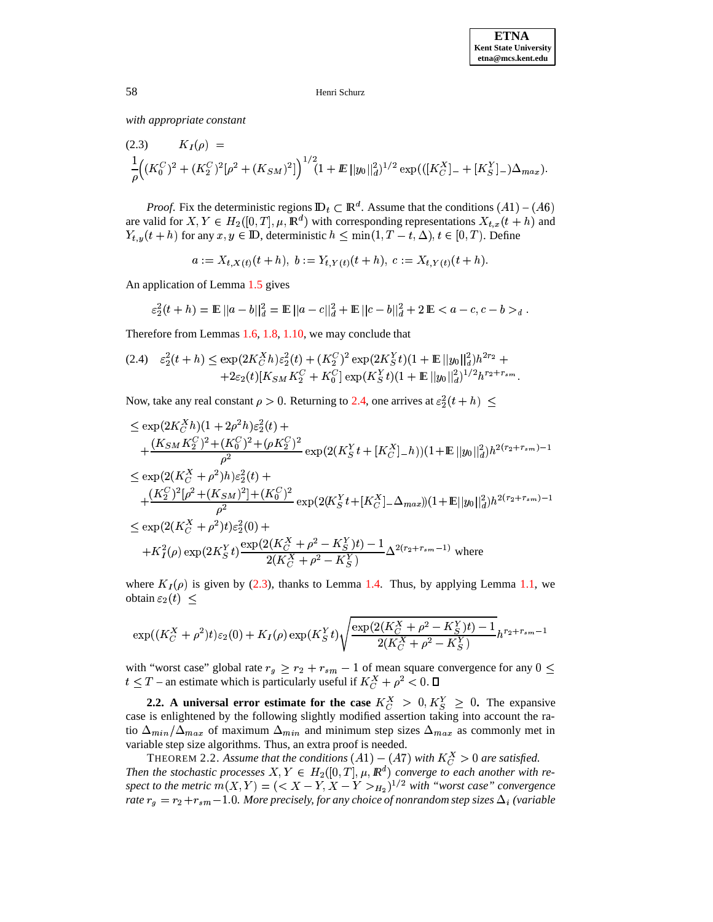*with appropriate constant*

$$
(2.3)\qquad K_I(\rho) \;=\; \frac{1}{\rho}\Big((K_0^C)^2 + (K_2^C)^2[\rho^2 + (K_{SM})^2]\Big)^{1/2}(1 + \mathbb{E}\,||y_0||_d^2)^{1/2}\exp(([K_C^X]_- + [K_S^Y]_-)\Delta_{max}).
$$

*Proof.* Fix the deterministic regions $\mathbb{D}_t \subset \mathbb{R}^d$. Assume that the conditions $(A1)-(A6)$ are valid for $X, Y \in H_2([0,T], \mu, \mathbb{R}^d)$ with corresponding representations $X_{t,x}(t+h)$ and $Y_{t,y}(t+h)$ for any $x, y \in \mathbb{D}$, deterministic $h \le \min(1, T-t, \Delta)$, $t \in [0,T)$. Define

$$
a := X_{t,X(t)}(t+h),\; b := Y_{t,Y(t)}(t+h),\; c := X_{t,Y(t)}(t+h).
$$

An application of Lemma 1.5 gives

$$
\varepsilon_2^2(t+h) = \mathbb{E}\,||a-b||_d^2 = \mathbb{E}\,||a-c||_d^2 + \mathbb{E}\,||c-b||_d^2 + 2\,\mathbb{E} < a-c, c-b >_d .
$$

Therefore from Lemmas 1.6, 1.8, 1.10, we may conclude that

$$
(2.4)\quad \begin{aligned} \varepsilon_2^2(t+h) \le \exp(2K_C^X h)\varepsilon_2^2(t) + (K_2^C)^2\exp(2K_S^Y t)(1+\mathbb{E}\,||y_0||_d^2)h^{2r_2} + \\ + 2\varepsilon_2(t)[K_{SM}K_2^C + K_0^C]\exp(K_S^Y t)(1+\mathbb{E}\,||y_0||_d^2)^{1/2}h^{r_2+r_{sm}}. \end{aligned}
$$

Now, take any real constant $\rho > 0$. Returning to 2.4, one arrives at $\varepsilon_2^2(t+h) \;\le$

$$
\begin{aligned}
&\le \exp(2K_C^X h)(1+2\rho^2 h)\varepsilon_2^2(t) + \\
&\quad + \frac{(K_{SM}K_2^C)^2 + (K_0^C)^2 + (\rho K_2^C)^2}{\rho^2}\exp(2(K_S^Y t + [K_C^X]_- h))(1+\mathbb{E}\,||y_0||_d^2)h^{2(r_2+r_{sm})-1} \\
&\le \exp(2(K_C^X+\rho^2)h)\varepsilon_2^2(t) + \\
&\quad + \frac{(K_2^C)^2[\rho^2 + (K_{SM})^2] + (K_0^C)^2}{\rho^2}\exp(2(K_S^Y t + [K_C^X]_-\Delta_{max}))(1+\mathbb{E}||y_0||_d^2)h^{2(r_2+r_{sm})-1} \\
&\le \exp(2(K_C^X+\rho^2)t)\varepsilon_2^2(0) + \\
&\quad + K_I^2(\rho)\exp(2K_S^Y t)\frac{\exp(2(K_C^X+\rho^2-K_S^Y)t)-1}{2(K_C^X+\rho^2-K_S^Y)}\Delta^{2(r_2+r_{sm}-1)} \text{ where}
\end{aligned}
$$

where $K_I(\rho)$ is given by (2.3), thanks to Lemma 1.4. Thus, by applying Lemma 1.1, we obtain $\varepsilon_2(t) \;\le$

$$
\exp((K_C^X+\rho^2)t)\varepsilon_2(0) + K_I(\rho)\exp(K_S^Y t)\sqrt{\frac{\exp(2(K_C^X+\rho^2-K_S^Y)t)-1}{2(K_C^X+\rho^2-K_S^Y)}}\,h^{r_2+r_{sm}-1}
$$

with "worst case" global rate $r_g \ge r_2 + r_{sm} - 1$ of mean square convergence for any $0 \le t \le T$ – an estimate which is particularly useful if $K_C^X + \rho^2 < 0$. ∎

**2.2. A universal error estimate for the case $K_C^X > 0, K_S^Y \ge 0$.** The expansive case is enlightened by the following slightly modified assertion taking into account the ratio $\Delta_{min}/\Delta_{max}$ of maximum $\Delta_{min}$ and minimum step sizes $\Delta_{max}$ as commonly met in variable step size algorithms. Thus, an extra proof is needed.

THEOREM 2.2. *Assume that the conditions $(A1)-(A7)$ with $K_C^X > 0$ are satisfied. Then the stochastic processes $X, Y \in H_2([0,T], \mu, \mathbb{R}^d)$ converge to each other with respect to the metric $m(X,Y) = (< X-Y, X-Y >_{H_2})^{1/2}$ with "worst case" convergence rate $r_g = r_2 + r_{sm} - 1.0$. More precisely, for any choice of nonrandom step sizes $\Delta_i$ (variable*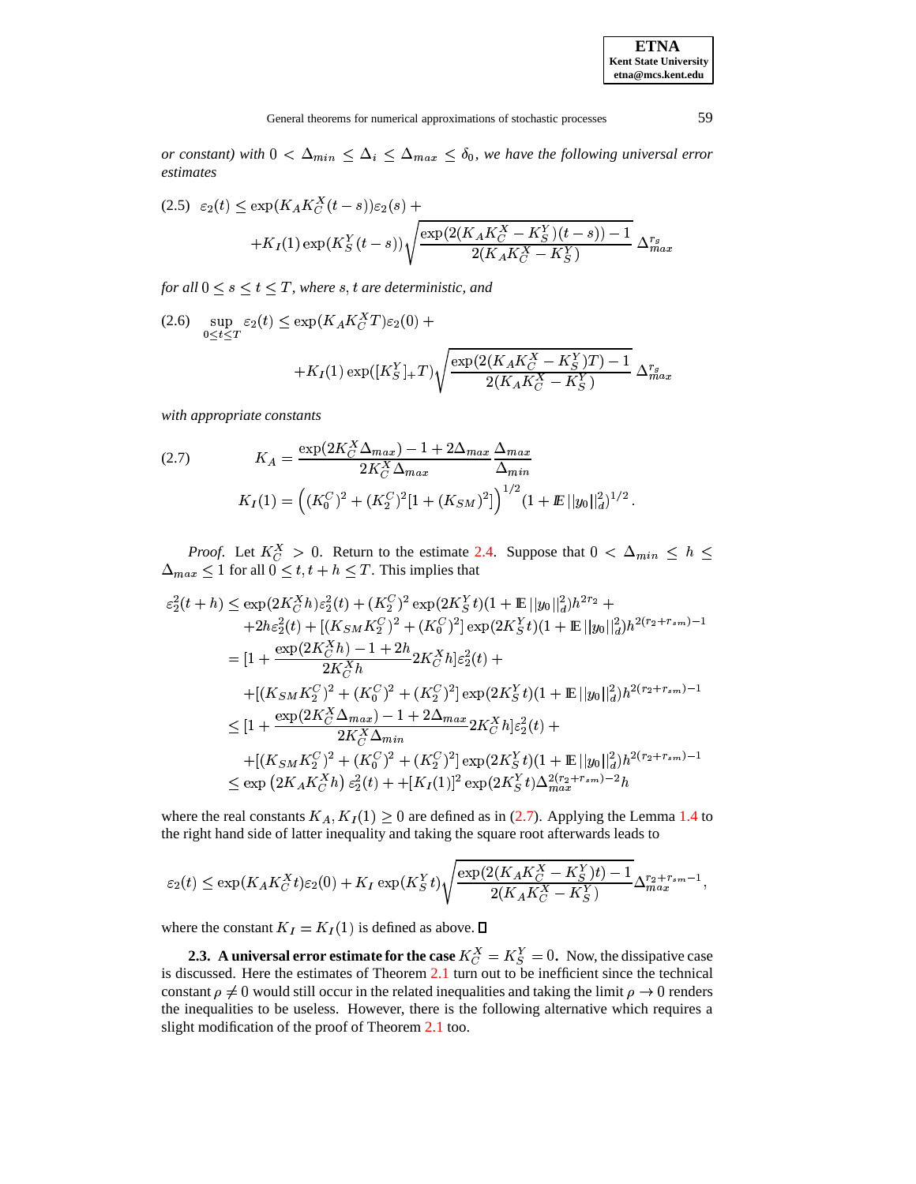*or constant) with $0 < \Delta_{min} \leq \Delta_i \leq \Delta_{max} \leq \delta_0$, we have the following universal error estimates*

$$
\text{(2.5)}\quad \varepsilon_2(t) \leq \exp(K_A K_C^X (t-s))\varepsilon_2(s) + \\
+ K_I(1)\exp(K_S^Y(t-s))\sqrt{\frac{\exp(2(K_A K_C^X - K_S^Y)(t-s)) - 1}{2(K_A K_C^X - K_S^Y)}}\,\Delta_{max}^{r_g}
$$

*for all $0 \leq s \leq t \leq T$, where $s, t$ are deterministic, and*

$$
\text{(2.6)}\quad \sup_{0 \leq t \leq T} \varepsilon_2(t) \leq \exp(K_A K_C^X T)\varepsilon_2(0) + \\
+ K_I(1)\exp([K_S^Y]_+ T)\sqrt{\frac{\exp(2(K_A K_C^X - K_S^Y)T) - 1}{2(K_A K_C^X - K_S^Y)}}\,\Delta_{max}^{r_g}
$$

*with appropriate constants*

$$
\text{(2.7)}\qquad K_A = \frac{\exp(2K_C^X \Delta_{max}) - 1 + 2\Delta_{max}}{2K_C^X \Delta_{max}} \frac{\Delta_{max}}{\Delta_{min}}
$$
$$
K_I(1) = \Big((K_0^C)^2 + (K_2^C)^2[1 + (K_{SM})^2]\Big)^{1/2}(1 + \mathbb{E}\,||y_0||_d^2)^{1/2}.
$$

*Proof.* Let $K_C^X > 0$. Return to the estimate 2.4. Suppose that $0 < \Delta_{min} \leq h \leq \Delta_{max} \leq 1$ for all $0 \leq t, t+h \leq T$. This implies that

$$
\begin{aligned}
\varepsilon_2^2(t+h) &\leq \exp(2K_C^X h)\varepsilon_2^2(t) + (K_2^C)^2\exp(2K_S^Y t)(1 + \mathbb{E}\,||y_0||_d^2)h^{2r_2} + \\
&\quad + 2h\varepsilon_2^2(t) + [(K_{SM}K_2^C)^2 + (K_0^C)^2]\exp(2K_S^Y t)(1 + \mathbb{E}\,||y_0||_d^2)h^{2(r_2+r_{sm})-1} \\
&= [1 + \frac{\exp(2K_C^X h) - 1 + 2h}{2K_C^X h} 2K_C^X h]\varepsilon_2^2(t) + \\
&\quad + [(K_{SM}K_2^C)^2 + (K_0^C)^2 + (K_2^C)^2]\exp(2K_S^Y t)(1 + \mathbb{E}\,||y_0||_d^2)h^{2(r_2+r_{sm})-1} \\
&\leq [1 + \frac{\exp(2K_C^X \Delta_{max}) - 1 + 2\Delta_{max}}{2K_C^X \Delta_{min}} 2K_C^X h]\varepsilon_2^2(t) + \\
&\quad + [(K_{SM}K_2^C)^2 + (K_0^C)^2 + (K_2^C)^2]\exp(2K_S^Y t)(1 + \mathbb{E}\,||y_0||_d^2)h^{2(r_2+r_{sm})-1} \\
&\leq \exp\left(2K_A K_C^X h\right)\varepsilon_2^2(t) + +[K_I(1)]^2\exp(2K_S^Y t)\Delta_{max}^{2(r_2+r_{sm})-2}h
\end{aligned}
$$

where the real constants $K_A, K_I(1) \geq 0$ are defined as in (2.7). Applying the Lemma 1.4 to the right hand side of latter inequality and taking the square root afterwards leads to

$$
\varepsilon_2(t) \leq \exp(K_A K_C^X t)\varepsilon_2(0) + K_I\exp(K_S^Y t)\sqrt{\frac{\exp(2(K_A K_C^X - K_S^Y)t) - 1}{2(K_A K_C^X - K_S^Y)}}\Delta_{max}^{r_2+r_{sm}-1},
$$

where the constant $K_I = K_I(1)$ is defined as above. ◻

**2.3. A universal error estimate for the case $K_C^X = K_S^Y = 0$.** Now, the dissipative case is discussed. Here the estimates of Theorem 2.1 turn out to be inefficient since the technical constant $\rho \neq 0$ would still occur in the related inequalities and taking the limit $\rho \to 0$ renders the inequalities to be useless. However, there is the following alternative which requires a slight modification of the proof of Theorem 2.1 too.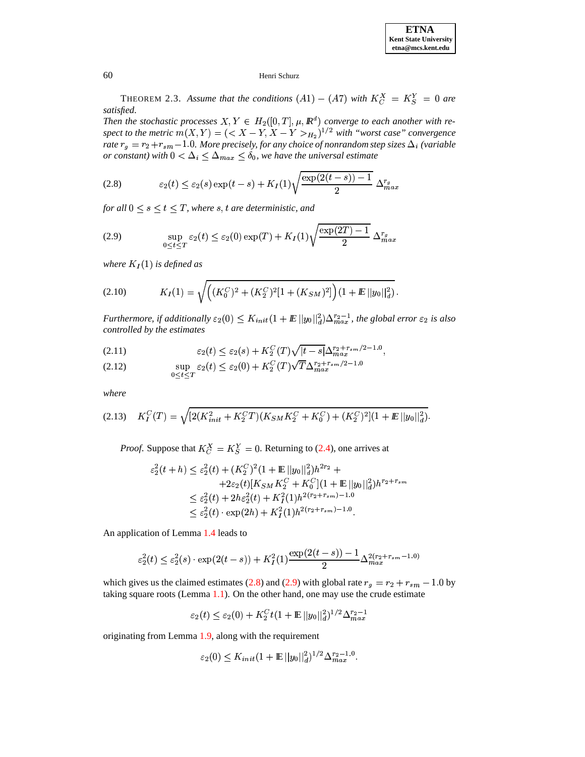THEOREM 2.3. *Assume that the conditions $(A1) - (A7)$ with $K_C^X = K_S^Y = 0$ are satisfied.*
*Then the stochastic processes $X, Y \in H_2([0,T], \mu, \mathbb{R}^d)$ converge to each another with respect to the metric $m(X,Y) = (< X - Y, X - Y >_{H_2})^{1/2}$ with "worst case" convergence rate $r_g = r_2 + r_{sm} - 1.0$. More precisely, for any choice of nonrandom step sizes $\Delta_i$ (variable or constant) with $0 < \Delta_i \le \Delta_{max} \le \delta_0$, we have the universal estimate*

$$\varepsilon_2(t) \le \varepsilon_2(s)\exp(t-s) + K_I(1)\sqrt{\frac{\exp(2(t-s))-1}{2}}\;\Delta_{max}^{r_g} \tag{2.8}$$

*for all $0 \le s \le t \le T$, where $s, t$ are deterministic, and*

$$\sup_{0\le t\le T} \varepsilon_2(t) \le \varepsilon_2(0)\exp(T) + K_I(1)\sqrt{\frac{\exp(2T)-1}{2}}\;\Delta_{max}^{r_g} \tag{2.9}$$

*where $K_I(1)$ is defined as*

$$K_I(1) = \sqrt{\left((K_0^C)^2 + (K_2^C)^2[1+(K_{SM})^2]\right)(1 + \mathbb{E}\,||y_0||_d^2)}\,. \tag{2.10}$$

*Furthermore, if additionally $\varepsilon_2(0) \le K_{init}(1 + \mathbb{E}\,||y_0||_d^2)\Delta_{max}^{r_2-1}$, the global error $\varepsilon_2$ is also controlled by the estimates*

$$\varepsilon_2(t) \le \varepsilon_2(s) + K_2^C(T)\sqrt{|t-s|}\Delta_{max}^{r_2+r_{sm}/2-1.0}, \tag{2.11}$$

$$\sup_{0\le t\le T}\varepsilon_2(t) \le \varepsilon_2(0) + K_2^C(T)\sqrt{T}\Delta_{max}^{r_2+r_{sm}/2-1.0} \tag{2.12}$$

*where*

$$K_I^C(T) = \sqrt{[2(K_{init}^2 + K_2^C T)(K_{SM}K_2^C + K_0^C) + (K_2^C)^2](1 + \mathbb{E}\,||y_0||_d^2)}. \tag{2.13}$$

*Proof.* Suppose that $K_C^X = K_S^Y = 0$. Returning to (2.4), one arrives at

$$\begin{aligned}
\varepsilon_2^2(t+h) &\le \varepsilon_2^2(t) + (K_2^C)^2(1+\mathbb{E}\,||y_0||_d^2)h^{2r_2} + \\
&\quad + 2\varepsilon_2(t)[K_{SM}K_2^C + K_0^C](1+\mathbb{E}\,||y_0||_d^2)h^{r_2+r_{sm}} \\
&\le \varepsilon_2^2(t) + 2h\varepsilon_2^2(t) + K_I^2(1)h^{2(r_2+r_{sm})-1.0} \\
&\le \varepsilon_2^2(t)\cdot\exp(2h) + K_I^2(1)h^{2(r_2+r_{sm})-1.0}.
\end{aligned}$$

An application of Lemma 1.4 leads to

$$\varepsilon_2^2(t) \le \varepsilon_2^2(s)\cdot\exp(2(t-s)) + K_I^2(1)\frac{\exp(2(t-s))-1}{2}\Delta_{max}^{2(r_2+r_{sm}-1.0)}$$

which gives us the claimed estimates (2.8) and (2.9) with global rate $r_g = r_2 + r_{sm} - 1.0$ by taking square roots (Lemma 1.1). On the other hand, one may use the crude estimate

$$\varepsilon_2(t) \le \varepsilon_2(0) + K_2^C t(1+\mathbb{E}\,||y_0||_d^2)^{1/2}\Delta_{max}^{r_2-1}$$

originating from Lemma 1.9, along with the requirement

$$\varepsilon_2(0) \le K_{init}(1+\mathbb{E}\,||y_0||_d^2)^{1/2}\Delta_{max}^{r_2-1.0}.$$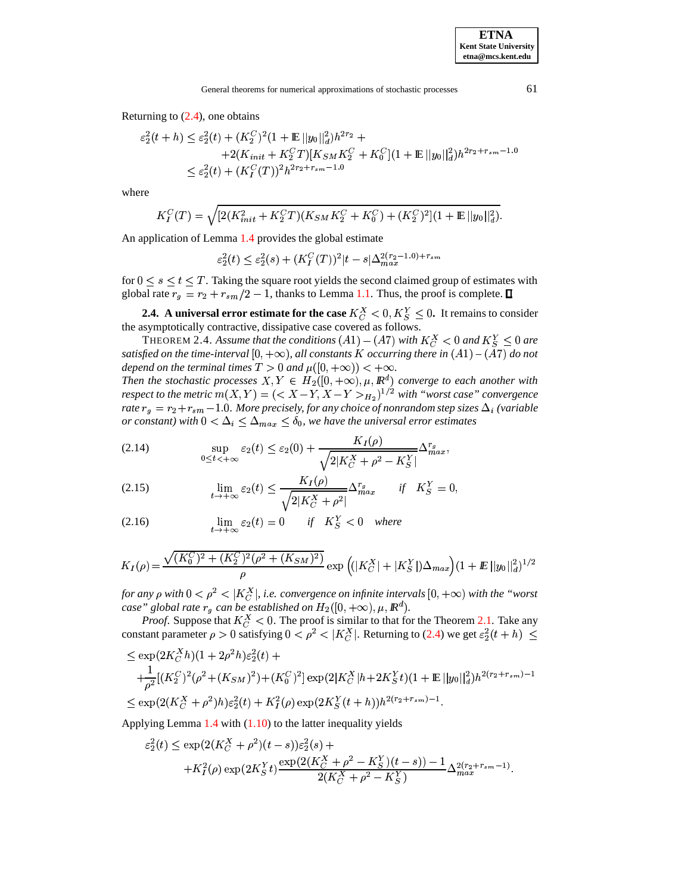Returning to (2.4), one obtains

$$
\begin{aligned}
\varepsilon_2^2(t+h) &\le \varepsilon_2^2(t) + (K_2^C)^2(1+\mathbb{E}\,||y_0||_d^2)h^{2r_2} + \\
&\qquad + 2(K_{init} + K_2^C T)[K_{SM}K_2^C + K_0^C](1+\mathbb{E}\,||y_0||_d^2)h^{2r_2+r_{sm}-1.0} \\
&\le \varepsilon_2^2(t) + (K_I^C(T))^2 h^{2r_2+r_{sm}-1.0}
\end{aligned}
$$

where

$$
K_I^C(T) = \sqrt{[2(K_{init}^2 + K_2^C T)(K_{SM}K_2^C + K_0^C) + (K_2^C)^2](1+\mathbb{E}\,||y_0||_d^2)}.
$$

An application of Lemma 1.4 provides the global estimate

$$
\varepsilon_2^2(t) \le \varepsilon_2^2(s) + (K_I^C(T))^2|t-s|\Delta_{max}^{2(r_2-1.0)+r_{sm}}
$$

for $0 \le s \le t \le T$. Taking the square root yields the second claimed group of estimates with global rate $r_g = r_2 + r_{sm}/2 - 1$, thanks to Lemma 1.1. Thus, the proof is complete. ∎

**2.4. A universal error estimate for the case $K_C^X < 0, K_S^Y \le 0$.** It remains to consider the asymptotically contractive, dissipative case covered as follows.

THEOREM 2.4. *Assume that the conditions $(A1)-(A7)$ with $K_C^X < 0$ and $K_S^Y \le 0$ are satisfied on the time-interval $[0,+\infty)$, all constants $K$ occurring there in $(A1)-(A7)$ do not depend on the terminal times $T > 0$ and $\mu([0,+\infty)) < +\infty$.*
*Then the stochastic processes $X, Y \in H_2([0,+\infty),\mu,\mathbb{R}^d)$ converge to each another with respect to the metric $m(X,Y) = (< X-Y, X-Y >_{H_2})^{1/2}$ with "worst case" convergence rate $r_g = r_2 + r_{sm} - 1.0$. More precisely, for any choice of nonrandom step sizes $\Delta_i$ (variable or constant) with $0 < \Delta_i \le \Delta_{max} \le \delta_0$, we have the universal error estimates*

$$
\sup_{0 \le t < +\infty} \varepsilon_2(t) \le \varepsilon_2(0) + \frac{K_I(\rho)}{\sqrt{2|K_C^X + \rho^2 - K_S^Y|}}\Delta_{max}^{r_g}, \tag{2.14}
$$

$$
\lim_{t\to+\infty} \varepsilon_2(t) \le \frac{K_I(\rho)}{\sqrt{2|K_C^X + \rho^2|}}\Delta_{max}^{r_g} \qquad \text{if} \quad K_S^Y = 0, \tag{2.15}
$$

$$
\lim_{t\to+\infty} \varepsilon_2(t) = 0 \qquad \text{if} \quad K_S^Y < 0 \quad \text{where} \tag{2.16}
$$

$$
K_I(\rho) = \frac{\sqrt{(K_0^C)^2 + (K_2^C)^2(\rho^2 + (K_{SM})^2)}}{\rho}\exp\Big((|K_C^X| + |K_S^Y|)\Delta_{max}\Big)(1+\mathbb{E}\,||y_0||_d^2)^{1/2}
$$

*for any $\rho$ with $0 < \rho^2 < |K_C^X|$, i.e. convergence on infinite intervals $[0,+\infty)$ with the "worst case" global rate $r_g$ can be established on $H_2([0,+\infty),\mu,\mathbb{R}^d)$.*

*Proof.* Suppose that $K_C^X < 0$. The proof is similar to that for the Theorem 2.1. Take any constant parameter $\rho > 0$ satisfying $0 < \rho^2 < |K_C^X|$. Returning to (2.4) we get $\varepsilon_2^2(t+h) \le$

$$
\begin{aligned}
&\le \exp(2K_C^X h)(1+2\rho^2 h)\varepsilon_2^2(t) + \\
&\quad + \frac{1}{\rho^2}[(K_2^C)^2(\rho^2 + (K_{SM})^2) + (K_0^C)^2]\exp(2|K_C^X|h + 2K_S^Y t)(1+\mathbb{E}\,||y_0||_d^2)h^{2(r_2+r_{sm})-1} \\
&\le \exp(2(K_C^X + \rho^2)h)\varepsilon_2^2(t) + K_I^2(\rho)\exp(2K_S^Y(t+h))h^{2(r_2+r_{sm})-1}.
\end{aligned}
$$

Applying Lemma 1.4 with (1.10) to the latter inequality yields

$$
\begin{aligned}
\varepsilon_2^2(t) &\le \exp(2(K_C^X + \rho^2)(t-s))\varepsilon_2^2(s) + \\
&\quad + K_I^2(\rho)\exp(2K_S^Y t)\frac{\exp(2(K_C^X + \rho^2 - K_S^Y)(t-s)) - 1}{2(K_C^X + \rho^2 - K_S^Y)}\Delta_{max}^{2(r_2+r_{sm}-1)}.
\end{aligned}
$$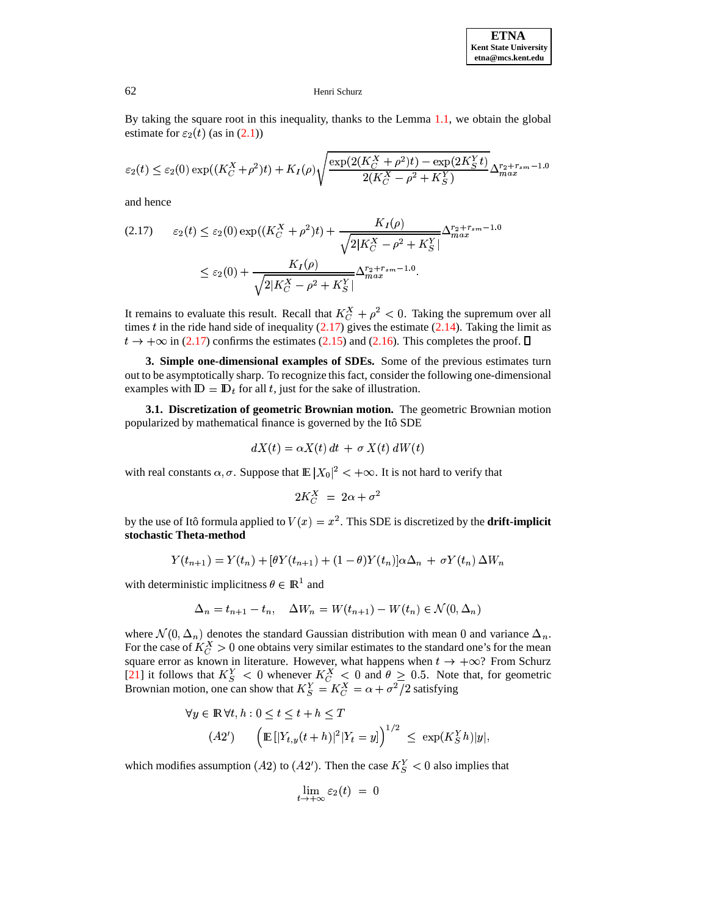By taking the square root in this inequality, thanks to the Lemma 1.1, we obtain the global estimate for $\varepsilon_2(t)$ (as in (2.1))

$$\varepsilon_2(t) \leq \varepsilon_2(0)\exp((K_C^X+\rho^2)t) + K_I(\rho)\sqrt{\frac{\exp(2(K_C^X+\rho^2)t)-\exp(2K_S^Y t)}{2(K_C^X-\rho^2+K_S^Y)}}\Delta_{max}^{r_2+r_{sm}-1.0}$$

and hence

$$\begin{aligned}(2.17)\qquad \varepsilon_2(t) &\leq \varepsilon_2(0)\exp((K_C^X+\rho^2)t) + \frac{K_I(\rho)}{\sqrt{2|K_C^X-\rho^2+K_S^Y|}}\Delta_{max}^{r_2+r_{sm}-1.0}\\ &\leq \varepsilon_2(0) + \frac{K_I(\rho)}{\sqrt{2|K_C^X-\rho^2+K_S^Y|}}\Delta_{max}^{r_2+r_{sm}-1.0}.\end{aligned}$$

It remains to evaluate this result. Recall that $K_C^X + \rho^2 < 0$. Taking the supremum over all times $t$ in the ride hand side of inequality (2.17) gives the estimate (2.14). Taking the limit as $t \to +\infty$ in (2.17) confirms the estimates (2.15) and (2.16). This completes the proof. $\square$

**3. Simple one-dimensional examples of SDEs.** Some of the previous estimates turn out to be asymptotically sharp. To recognize this fact, consider the following one-dimensional examples with $\mathbb{D} = \mathbb{D}_t$ for all $t$, just for the sake of illustration.

**3.1. Discretization of geometric Brownian motion.** The geometric Brownian motion popularized by mathematical finance is governed by the Itô SDE

$$dX(t) = \alpha X(t)\,dt + \sigma\,X(t)\,dW(t)$$

with real constants $\alpha, \sigma$. Suppose that $\mathbb{E}\,|X_0|^2 < +\infty$. It is not hard to verify that

$$2K_C^X \ = \ 2\alpha + \sigma^2$$

by the use of Itô formula applied to $V(x) = x^2$. This SDE is discretized by the **drift-implicit stochastic Theta-method**

$$Y(t_{n+1}) = Y(t_n) + [\theta Y(t_{n+1}) + (1-\theta)Y(t_n)]\alpha\Delta_n + \sigma Y(t_n)\,\Delta W_n$$

with deterministic implicitness $\theta \in \mathbb{R}^1$ and

$$\Delta_n = t_{n+1} - t_n, \quad \Delta W_n = W(t_{n+1}) - W(t_n) \in \mathcal{N}(0,\Delta_n)$$

where $\mathcal{N}(0,\Delta_n)$ denotes the standard Gaussian distribution with mean $0$ and variance $\Delta_n$. For the case of $K_C^X > 0$ one obtains very similar estimates to the standard one's for the mean square error as known in literature. However, what happens when $t \to +\infty$? From Schurz [21] it follows that $K_S^Y < 0$ whenever $K_C^X < 0$ and $\theta \geq 0.5$. Note that, for geometric Brownian motion, one can show that $K_S^Y = K_C^X = \alpha + \sigma^2/2$ satisfying

$$\begin{aligned}&\forall y \in \mathbb{R}\,\forall t,h: 0 \leq t \leq t+h \leq T\\ &(A2')\qquad \left(\mathbb{E}\,[|Y_{t,y}(t+h)|^2|Y_t = y]\right)^{1/2} \ \leq \ \exp(K_S^Y h)|y|,\end{aligned}$$

which modifies assumption $(A2)$ to $(A2')$. Then the case $K_S^Y < 0$ also implies that

$$\lim_{t\to+\infty}\varepsilon_2(t) \ = \ 0$$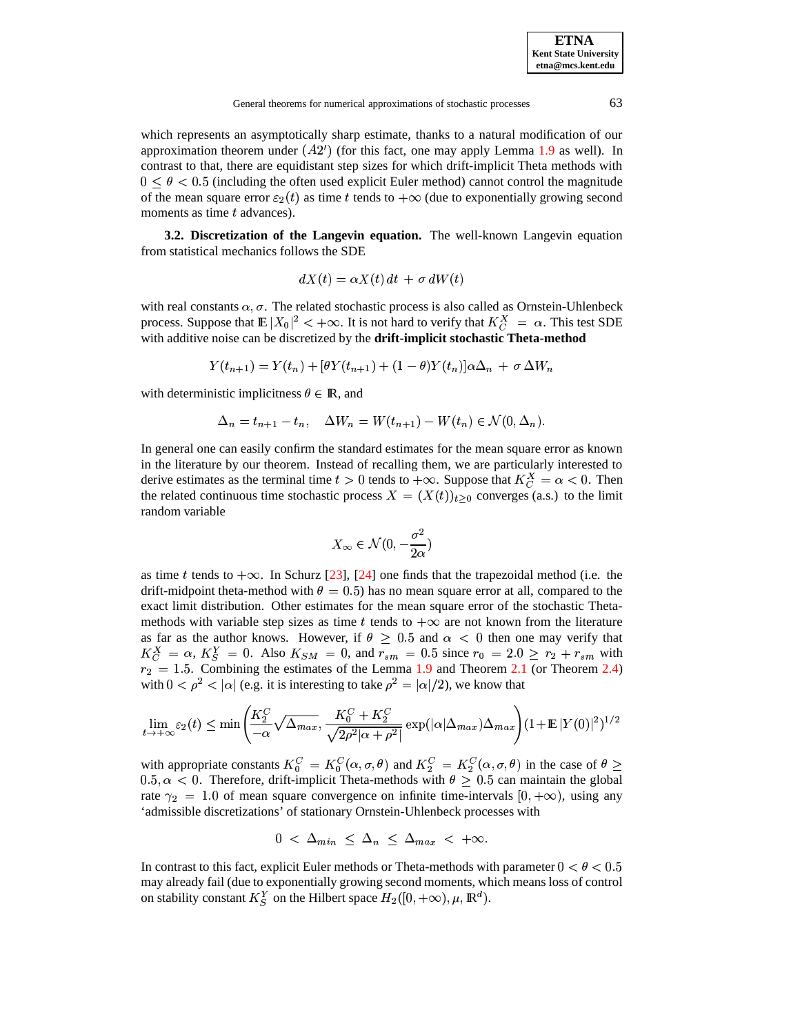which represents an asymptotically sharp estimate, thanks to a natural modification of our approximation theorem under $(A2')$ (for this fact, one may apply Lemma 1.9 as well). In contrast to that, there are equidistant step sizes for which drift-implicit Theta methods with $0 \leq \theta < 0.5$ (including the often used explicit Euler method) cannot control the magnitude of the mean square error $\varepsilon_2(t)$ as time $t$ tends to $+\infty$ (due to exponentially growing second moments as time $t$ advances).

**3.2. Discretization of the Langevin equation.** The well-known Langevin equation from statistical mechanics follows the SDE

$$dX(t) = \alpha X(t)\, dt \,+\, \sigma\, dW(t)$$

with real constants $\alpha, \sigma$. The related stochastic process is also called as Ornstein-Uhlenbeck process. Suppose that $\mathbb{E}\,|X_0|^2 < +\infty$. It is not hard to verify that $K_C^X = \alpha$. This test SDE with additive noise can be discretized by the **drift-implicit stochastic Theta-method**

$$Y(t_{n+1}) = Y(t_n) + [\theta Y(t_{n+1}) + (1-\theta)Y(t_n)]\alpha\Delta_n \,+\, \sigma\,\Delta W_n$$

with deterministic implicitness $\theta \in \mathbb{R}$, and

$$\Delta_n = t_{n+1} - t_n, \quad \Delta W_n = W(t_{n+1}) - W(t_n) \in \mathcal{N}(0, \Delta_n).$$

In general one can easily confirm the standard estimates for the mean square error as known in the literature by our theorem. Instead of recalling them, we are particularly interested to derive estimates as the terminal time $t > 0$ tends to $+\infty$. Suppose that $K_C^X = \alpha < 0$. Then the related continuous time stochastic process $X = (X(t))_{t\geq 0}$ converges (a.s.) to the limit random variable

$$X_\infty \in \mathcal{N}(0, -\frac{\sigma^2}{2\alpha})$$

as time $t$ tends to $+\infty$. In Schurz [23], [24] one finds that the trapezoidal method (i.e. the drift-midpoint theta-method with $\theta = 0.5$) has no mean square error at all, compared to the exact limit distribution. Other estimates for the mean square error of the stochastic Theta-methods with variable step sizes as time $t$ tends to $+\infty$ are not known from the literature as far as the author knows. However, if $\theta \geq 0.5$ and $\alpha < 0$ then one may verify that $K_C^X = \alpha$, $K_S^Y = 0$. Also $K_{SM} = 0$, and $r_{sm} = 0.5$ since $r_0 = 2.0 \geq r_2 + r_{sm}$ with $r_2 = 1.5$. Combining the estimates of the Lemma 1.9 and Theorem 2.1 (or Theorem 2.4) with $0 < \rho^2 < |\alpha|$ (e.g. it is interesting to take $\rho^2 = |\alpha|/2$), we know that

$$\lim_{t\to+\infty} \varepsilon_2(t) \leq \min\left(\frac{K_2^C}{-\alpha}\sqrt{\Delta_{max}}, \frac{K_0^C + K_2^C}{\sqrt{2\rho^2|\alpha+\rho^2|}}\exp(|\alpha|\Delta_{max})\Delta_{max}\right)(1+\mathbb{E}\,|Y(0)|^2)^{1/2}$$

with appropriate constants $K_0^C = K_0^C(\alpha, \sigma, \theta)$ and $K_2^C = K_2^C(\alpha, \sigma, \theta)$ in the case of $\theta \geq 0.5, \alpha < 0$. Therefore, drift-implicit Theta-methods with $\theta \geq 0.5$ can maintain the global rate $\gamma_2 = 1.0$ of mean square convergence on infinite time-intervals $[0, +\infty)$, using any 'admissible discretizations' of stationary Ornstein-Uhlenbeck processes with

$$0 \,<\, \Delta_{min} \,\leq\, \Delta_n \,\leq\, \Delta_{max} \,<\, +\infty.$$

In contrast to this fact, explicit Euler methods or Theta-methods with parameter $0 < \theta < 0.5$ may already fail (due to exponentially growing second moments, which means loss of control on stability constant $K_S^Y$ on the Hilbert space $H_2([0, +\infty), \mu, \mathbb{R}^d)$.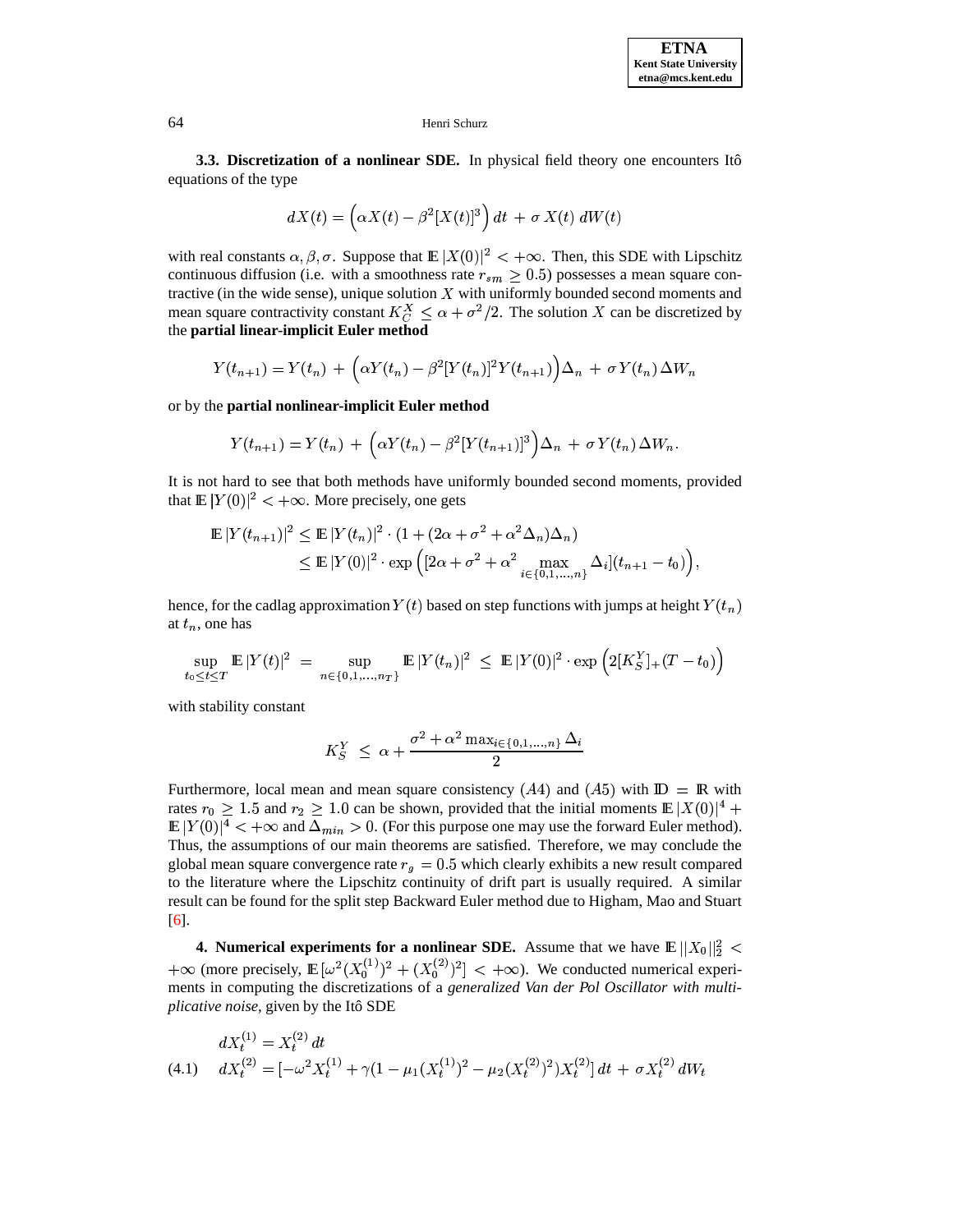**3.3. Discretization of a nonlinear SDE.** In physical field theory one encounters Itô equations of the type

$$dX(t) = \Big(\alpha X(t) - \beta^2 [X(t)]^3\Big)\, dt \,+\, \sigma\, X(t)\, dW(t)$$

with real constants $\alpha, \beta, \sigma$. Suppose that $\mathbb{E}\,|X(0)|^2 < +\infty$. Then, this SDE with Lipschitz continuous diffusion (i.e. with a smoothness rate $r_{sm} \geq 0.5$) possesses a mean square contractive (in the wide sense), unique solution $X$ with uniformly bounded second moments and mean square contractivity constant $K_C^X \leq \alpha + \sigma^2/2$. The solution $X$ can be discretized by the **partial linear-implicit Euler method**

$$Y(t_{n+1}) = Y(t_n) \,+\, \Big(\alpha Y(t_n) - \beta^2 [Y(t_n)]^2 Y(t_{n+1})\Big)\Delta_n \,+\, \sigma\, Y(t_n)\, \Delta W_n$$

or by the **partial nonlinear-implicit Euler method**

$$Y(t_{n+1}) = Y(t_n) \,+\, \Big(\alpha Y(t_n) - \beta^2 [Y(t_{n+1})]^3\Big)\Delta_n \,+\, \sigma\, Y(t_n)\, \Delta W_n.$$

It is not hard to see that both methods have uniformly bounded second moments, provided that $\mathbb{E}\,|Y(0)|^2 < +\infty$. More precisely, one gets

$$\begin{aligned}
\mathbb{E}\,|Y(t_{n+1})|^2 &\leq \mathbb{E}\,|Y(t_n)|^2 \cdot (1 + (2\alpha + \sigma^2 + \alpha^2 \Delta_n)\Delta_n) \\
&\leq \mathbb{E}\,|Y(0)|^2 \cdot \exp\Big([2\alpha + \sigma^2 + \alpha^2 \max_{i \in \{0,1,\ldots,n\}} \Delta_i](t_{n+1} - t_0)\Big),
\end{aligned}$$

hence, for the cadlag approximation $Y(t)$ based on step functions with jumps at height $Y(t_n)$ at $t_n$, one has

$$\sup_{t_0 \leq t \leq T} \mathbb{E}\,|Y(t)|^2 \;=\; \sup_{n \in \{0,1,\ldots,n_T\}} \mathbb{E}\,|Y(t_n)|^2 \;\leq\; \mathbb{E}\,|Y(0)|^2 \cdot \exp\Big(2[K_S^Y]_+ (T - t_0)\Big)$$

with stability constant

$$K_S^Y \;\leq\; \alpha + \frac{\sigma^2 + \alpha^2 \max_{i \in \{0,1,\ldots,n\}} \Delta_i}{2}$$

Furthermore, local mean and mean square consistency $(A4)$ and $(A5)$ with $\mathbb{D} = \mathbb{R}$ with rates $r_0 \geq 1.5$ and $r_2 \geq 1.0$ can be shown, provided that the initial moments $\mathbb{E}\,|X(0)|^4 + \mathbb{E}\,|Y(0)|^4 < +\infty$ and $\Delta_{min} > 0$. (For this purpose one may use the forward Euler method). Thus, the assumptions of our main theorems are satisfied. Therefore, we may conclude the global mean square convergence rate $r_g = 0.5$ which clearly exhibits a new result compared to the literature where the Lipschitz continuity of drift part is usually required. A similar result can be found for the split step Backward Euler method due to Higham, Mao and Stuart [6].

**4. Numerical experiments for a nonlinear SDE.** Assume that we have $\mathbb{E}\,||X_0||_2^2 < +\infty$ (more precisely, $\mathbb{E}\,[\omega^2 (X_0^{(1)})^2 + (X_0^{(2)})^2] < +\infty$). We conducted numerical experiments in computing the discretizations of a *generalized Van der Pol Oscillator with multiplicative noise*, given by the Itô SDE

$$\begin{aligned}
dX_t^{(1)} &= X_t^{(2)}\, dt \\
dX_t^{(2)} &= [-\omega^2 X_t^{(1)} + \gamma(1 - \mu_1 (X_t^{(1)})^2 - \mu_2 (X_t^{(2)})^2) X_t^{(2)}]\, dt \,+\, \sigma X_t^{(2)}\, dW_t
\end{aligned} \tag{4.1}$$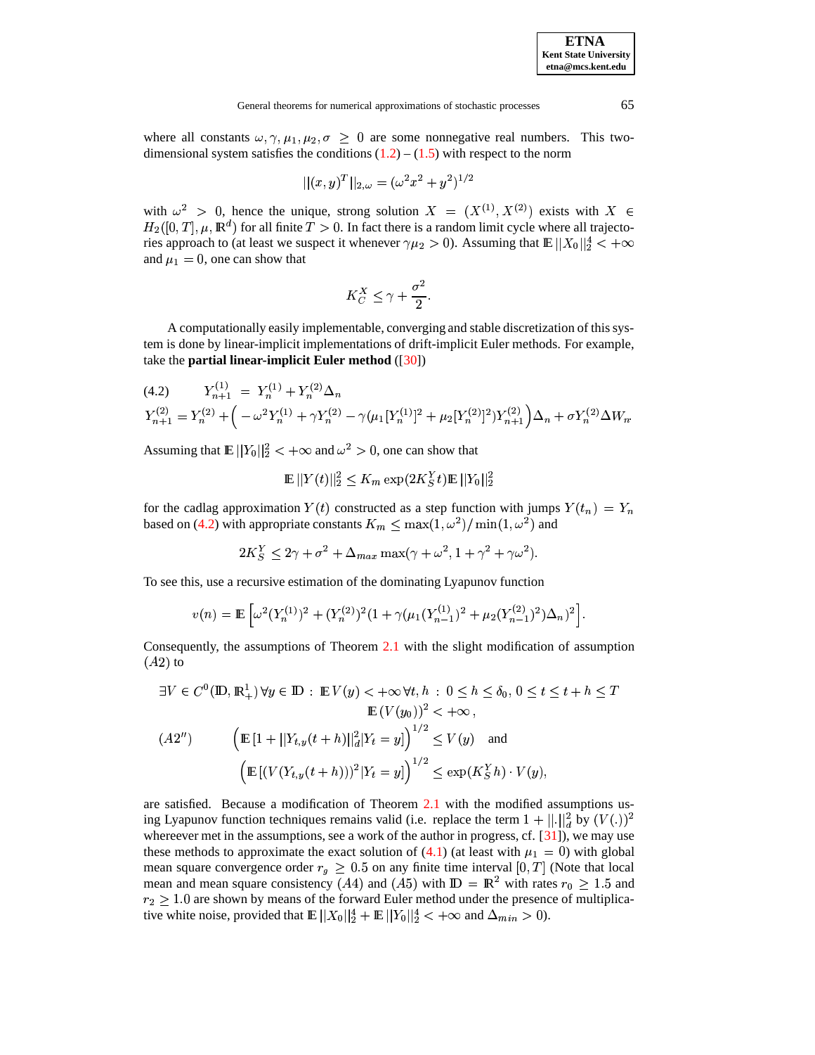where all constants $\omega, \gamma, \mu_1, \mu_2, \sigma \geq 0$ are some nonnegative real numbers. This two-dimensional system satisfies the conditions (1.2) – (1.5) with respect to the norm

$$||(x,y)^T||_{2,\omega} = (\omega^2 x^2 + y^2)^{1/2}$$

with $\omega^2 > 0$, hence the unique, strong solution $X = (X^{(1)}, X^{(2)})$ exists with $X \in H_2([0,T], \mu, \mathbb{R}^d)$ for all finite $T > 0$. In fact there is a random limit cycle where all trajectories approach to (at least we suspect it whenever $\gamma\mu_2 > 0$). Assuming that $\mathbb{E}\,||X_0||_2^4 < +\infty$ and $\mu_1 = 0$, one can show that

$$K_C^X \leq \gamma + \frac{\sigma^2}{2}.$$

A computationally easily implementable, converging and stable discretization of this system is done by linear-implicit implementations of drift-implicit Euler methods. For example, take the **partial linear-implicit Euler method** ([30])

$$
\begin{aligned}
(4.2) \qquad Y_{n+1}^{(1)} &= Y_n^{(1)} + Y_n^{(2)}\Delta_n \\
Y_{n+1}^{(2)} &= Y_n^{(2)} + \Big( -\omega^2 Y_n^{(1)} + \gamma Y_n^{(2)} - \gamma(\mu_1 [Y_n^{(1)}]^2 + \mu_2 [Y_n^{(2)}]^2) Y_{n+1}^{(2)} \Big)\Delta_n + \sigma Y_n^{(2)} \Delta W_n
\end{aligned}
$$

Assuming that $\mathbb{E}\,||Y_0||_2^2 < +\infty$ and $\omega^2 > 0$, one can show that

$$\mathbb{E}\,||Y(t)||_2^2 \leq K_m \exp(2K_S^Y t)\mathbb{E}\,||Y_0||_2^2$$

for the cadlag approximation $Y(t)$ constructed as a step function with jumps $Y(t_n) = Y_n$ based on (4.2) with appropriate constants $K_m \leq \max(1,\omega^2)/\min(1,\omega^2)$ and

$$2K_S^Y \leq 2\gamma + \sigma^2 + \Delta_{max}\max(\gamma + \omega^2, 1 + \gamma^2 + \gamma\omega^2).$$

To see this, use a recursive estimation of the dominating Lyapunov function

$$v(n) = \mathbb{E}\left[\omega^2 (Y_n^{(1)})^2 + (Y_n^{(2)})^2 (1 + \gamma(\mu_1 (Y_{n-1}^{(1)})^2 + \mu_2 (Y_{n-1}^{(2)})^2)\Delta_n)^2\right].$$

Consequently, the assumptions of Theorem 2.1 with the slight modification of assumption $(A2)$ to

$$
\begin{aligned}
&\exists V \in C^0(\mathbb{D}, \mathbb{R}_+^1)\,\forall y \in \mathbb{D} : \mathbb{E}\,V(y) < +\infty\,\forall t,h : 0 \leq h \leq \delta_0,\, 0 \leq t \leq t+h \leq T \\
&\qquad\qquad\qquad\qquad\qquad \mathbb{E}\,(V(y_0))^2 < +\infty\,, \\
&(A2'') \qquad \Big(\mathbb{E}\,[1 + ||Y_{t,y}(t+h)||_d^2 | Y_t = y]\Big)^{1/2} \leq V(y) \quad \text{and} \\
&\qquad\qquad \Big(\mathbb{E}\,[(V(Y_{t,y}(t+h)))^2 | Y_t = y]\Big)^{1/2} \leq \exp(K_S^Y h)\cdot V(y),
\end{aligned}
$$

are satisfied. Because a modification of Theorem 2.1 with the modified assumptions using Lyapunov function techniques remains valid (i.e. replace the term $1 + ||.||_d^2$ by $(V(.))^2$ whereever met in the assumptions, see a work of the author in progress, cf. [31]), we may use these methods to approximate the exact solution of (4.1) (at least with $\mu_1 = 0$) with global mean square convergence order $r_g \geq 0.5$ on any finite time interval $[0,T]$ (Note that local mean and mean square consistency $(A4)$ and $(A5)$ with $\mathbb{D} = \mathbb{R}^2$ with rates $r_0 \geq 1.5$ and $r_2 \geq 1.0$ are shown by means of the forward Euler method under the presence of multiplicative white noise, provided that $\mathbb{E}\,||X_0||_2^4 + \mathbb{E}\,||Y_0||_2^4 < +\infty$ and $\Delta_{min} > 0$).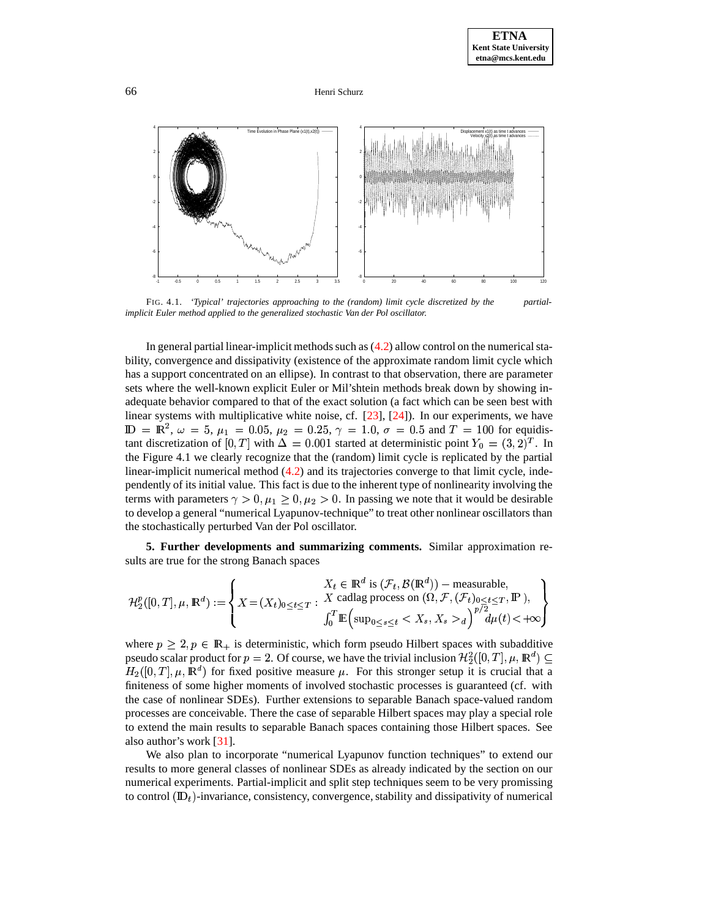FIG. 4.1. *'Typical' trajectories approaching to the (random) limit cycle discretized by the partial-implicit Euler method applied to the generalized stochastic Van der Pol oscillator.*

In general partial linear-implicit methods such as (4.2) allow control on the numerical stability, convergence and dissipativity (existence of the approximate random limit cycle which has a support concentrated on an ellipse). In contrast to that observation, there are parameter sets where the well-known explicit Euler or Mil'shtein methods break down by showing inadequate behavior compared to that of the exact solution (a fact which can be seen best with linear systems with multiplicative white noise, cf. [23], [24]). In our experiments, we have $\mathbb{D} = \mathbb{R}^2$, $\omega = 5$, $\mu_1 = 0.05$, $\mu_2 = 0.25$, $\gamma = 1.0$, $\sigma = 0.5$ and $T = 100$ for equidistant discretization of $[0,T]$ with $\Delta = 0.001$ started at deterministic point $Y_0 = (3,2)^T$. In the Figure 4.1 we clearly recognize that the (random) limit cycle is replicated by the partial linear-implicit numerical method (4.2) and its trajectories converge to that limit cycle, independently of its initial value. This fact is due to the inherent type of nonlinearity involving the terms with parameters $\gamma > 0, \mu_1 \geq 0, \mu_2 > 0$. In passing we note that it would be desirable to develop a general "numerical Lyapunov-technique" to treat other nonlinear oscillators than the stochastically perturbed Van der Pol oscillator.

**5. Further developments and summarizing comments.** Similar approximation results are true for the strong Banach spaces

$$\mathcal{H}_2^p([0,T],\mu,\mathbb{R}^d) := \left\{ X = (X_t)_{0\leq t\leq T} : \begin{array}{c} X_t \in \mathbb{R}^d \text{ is } (\mathcal{F}_t, \mathcal{B}(\mathbb{R}^d)) - \text{measurable}, \\ X \text{ cadlag process on } (\Omega, \mathcal{F}, (\mathcal{F}_t)_{0\leq t\leq T}, \mathbb{P}), \\ \int_0^T \mathbb{E}\Big(\sup_{0\leq s\leq t} < X_s, X_s >_d\Big)^{p/2} d\mu(t) < +\infty \end{array} \right\}$$

where $p \geq 2, p \in \mathbb{R}_+$ is deterministic, which form pseudo Hilbert spaces with subadditive pseudo scalar product for $p = 2$. Of course, we have the trivial inclusion $\mathcal{H}_2^2([0,T],\mu,\mathbb{R}^d) \subseteq H_2([0,T],\mu,\mathbb{R}^d)$ for fixed positive measure $\mu$. For this stronger setup it is crucial that a finiteness of some higher moments of involved stochastic processes is guaranteed (cf. with the case of nonlinear SDEs). Further extensions to separable Banach space-valued random processes are conceivable. There the case of separable Hilbert spaces may play a special role to extend the main results to separable Banach spaces containing those Hilbert spaces. See also author's work [31].

We also plan to incorporate "numerical Lyapunov function techniques" to extend our results to more general classes of nonlinear SDEs as already indicated by the section on our numerical experiments. Partial-implicit and split step techniques seem to be very promissing to control $(\mathbb{D}_t)$-invariance, consistency, convergence, stability and dissipativity of numerical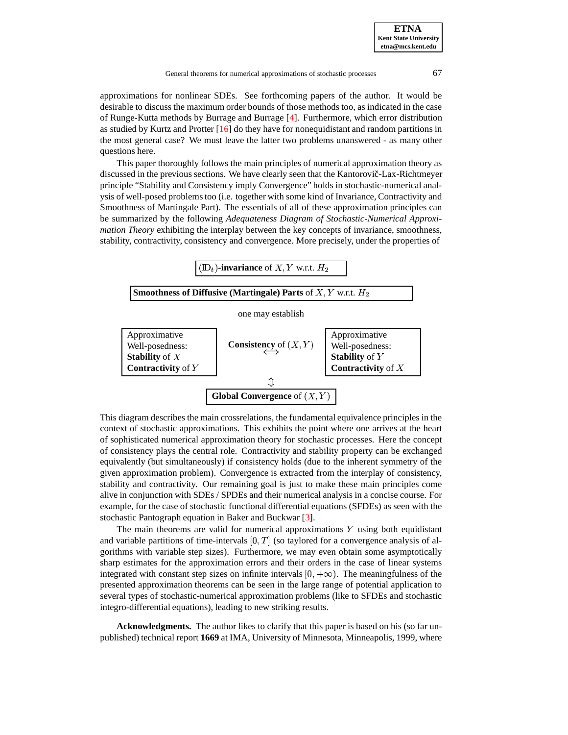approximations for nonlinear SDEs. See forthcoming papers of the author. It would be desirable to discuss the maximum order bounds of those methods too, as indicated in the case of Runge-Kutta methods by Burrage and Burrage [4]. Furthermore, which error distribution as studied by Kurtz and Protter [16] do they have for nonequidistant and random partitions in the most general case? We must leave the latter two problems unanswered - as many other questions here.

This paper thoroughly follows the main principles of numerical approximation theory as discussed in the previous sections. We have clearly seen that the Kantorovič-Lax-Richtmeyer principle "Stability and Consistency imply Convergence" holds in stochastic-numerical analysis of well-posed problems too (i.e. together with some kind of Invariance, Contractivity and Smoothness of Martingale Part). The essentials of all of these approximation principles can be summarized by the following *Adequateness Diagram of Stochastic-Numerical Approximation Theory* exhibiting the interplay between the key concepts of invariance, smoothness, stability, contractivity, consistency and convergence. More precisely, under the properties of

| $(\mathbb{D}_t)$-**invariance** of $X, Y$ w.r.t. $H_2$ |
|---|

| **Smoothness of Diffusive (Martingale) Parts** of $X, Y$ w.r.t. $H_2$ |
|---|

one may establish

| Approximative Well-posedness: **Stability** of $X$ **Contractivity** of $Y$ | **Consistency** of $(X, Y)$ $\Longleftrightarrow$ | Approximative Well-posedness: **Stability** of $Y$ **Contractivity** of $X$ |
|---|---|---|
| | $\Updownarrow$ | |
| | **Global Convergence** of $(X, Y)$ | |

This diagram describes the main crossrelations, the fundamental equivalence principles in the context of stochastic approximations. This exhibits the point where one arrives at the heart of sophisticated numerical approximation theory for stochastic processes. Here the concept of consistency plays the central role. Contractivity and stability property can be exchanged equivalently (but simultaneously) if consistency holds (due to the inherent symmetry of the given approximation problem). Convergence is extracted from the interplay of consistency, stability and contractivity. Our remaining goal is just to make these main principles come alive in conjunction with SDEs / SPDEs and their numerical analysis in a concise course. For example, for the case of stochastic functional differential equations (SFDEs) as seen with the stochastic Pantograph equation in Baker and Buckwar [3].

The main theorems are valid for numerical approximations $Y$ using both equidistant and variable partitions of time-intervals $[0, T]$ (so taylored for a convergence analysis of algorithms with variable step sizes). Furthermore, we may even obtain some asymptotically sharp estimates for the approximation errors and their orders in the case of linear systems integrated with constant step sizes on infinite intervals $[0, +\infty)$. The meaningfulness of the presented approximation theorems can be seen in the large range of potential application to several types of stochastic-numerical approximation problems (like to SFDEs and stochastic integro-differential equations), leading to new striking results.

**Acknowledgments.** The author likes to clarify that this paper is based on his (so far unpublished) technical report **1669** at IMA, University of Minnesota, Minneapolis, 1999, where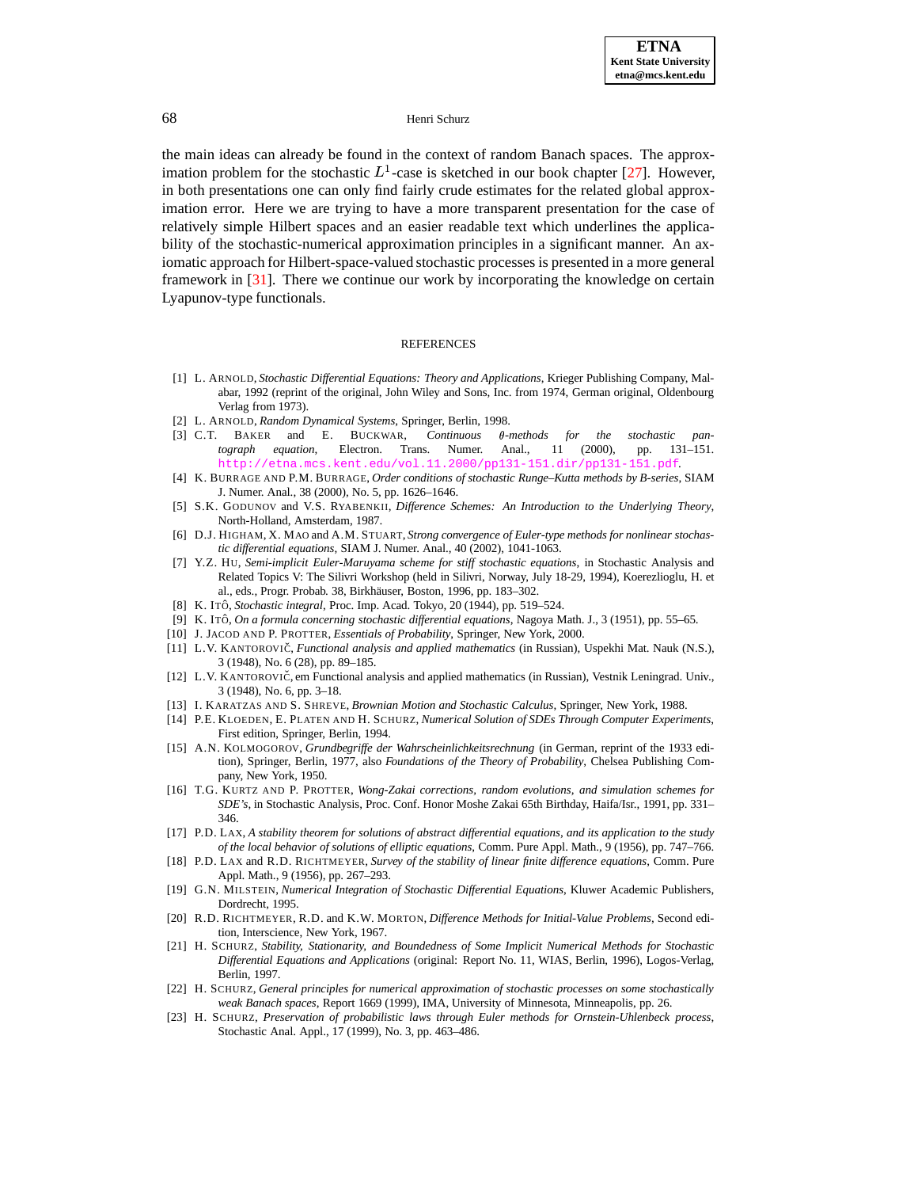the main ideas can already be found in the context of random Banach spaces. The approximation problem for the stochastic $L^1$-case is sketched in our book chapter [27]. However, in both presentations one can only find fairly crude estimates for the related global approximation error. Here we are trying to have a more transparent presentation for the case of relatively simple Hilbert spaces and an easier readable text which underlines the applicability of the stochastic-numerical approximation principles in a significant manner. An axiomatic approach for Hilbert-space-valued stochastic processes is presented in a more general framework in [31]. There we continue our work by incorporating the knowledge on certain Lyapunov-type functionals.

## REFERENCES

[1] L. ARNOLD, *Stochastic Differential Equations: Theory and Applications*, Krieger Publishing Company, Malabar, 1992 (reprint of the original, John Wiley and Sons, Inc. from 1974, German original, Oldenbourg Verlag from 1973).

[2] L. ARNOLD, *Random Dynamical Systems*, Springer, Berlin, 1998.

[3] C.T. BAKER and E. BUCKWAR, *Continuous $\theta$-methods for the stochastic pantograph equation*, Electron. Trans. Numer. Anal., 11 (2000), pp. 131–151. http://etna.mcs.kent.edu/vol.11.2000/pp131-151.dir/pp131-151.pdf.

[4] K. BURRAGE AND P.M. BURRAGE, *Order conditions of stochastic Runge–Kutta methods by B-series*, SIAM J. Numer. Anal., 38 (2000), No. 5, pp. 1626–1646.

[5] S.K. GODUNOV and V.S. RYABENKII, *Difference Schemes: An Introduction to the Underlying Theory*, North-Holland, Amsterdam, 1987.

[6] D.J. HIGHAM, X. MAO and A.M. STUART, *Strong convergence of Euler-type methods for nonlinear stochastic differential equations*, SIAM J. Numer. Anal., 40 (2002), 1041-1063.

[7] Y.Z. HU, *Semi-implicit Euler-Maruyama scheme for stiff stochastic equations*, in Stochastic Analysis and Related Topics V: The Silivri Workshop (held in Silivri, Norway, July 18-29, 1994), Koerezlioglu, H. et al., eds., Progr. Probab. 38, Birkhäuser, Boston, 1996, pp. 183–302.

[8] K. ITÔ, *Stochastic integral*, Proc. Imp. Acad. Tokyo, 20 (1944), pp. 519–524.

[9] K. ITÔ, *On a formula concerning stochastic differential equations*, Nagoya Math. J., 3 (1951), pp. 55–65.

[10] J. JACOD AND P. PROTTER, *Essentials of Probability*, Springer, New York, 2000.

[11] L.V. KANTOROVIČ, *Functional analysis and applied mathematics* (in Russian), Uspekhi Mat. Nauk (N.S.), 3 (1948), No. 6 (28), pp. 89–185.

[12] L.V. KANTOROVIČ, em Functional analysis and applied mathematics (in Russian), Vestnik Leningrad. Univ., 3 (1948), No. 6, pp. 3–18.

[13] I. KARATZAS AND S. SHREVE, *Brownian Motion and Stochastic Calculus*, Springer, New York, 1988.

[14] P.E. KLOEDEN, E. PLATEN AND H. SCHURZ, *Numerical Solution of SDEs Through Computer Experiments*, First edition, Springer, Berlin, 1994.

[15] A.N. KOLMOGOROV, *Grundbegriffe der Wahrscheinlichkeitsrechnung* (in German, reprint of the 1933 edition), Springer, Berlin, 1977, also *Foundations of the Theory of Probability*, Chelsea Publishing Company, New York, 1950.

[16] T.G. KURTZ AND P. PROTTER, *Wong-Zakai corrections, random evolutions, and simulation schemes for SDE's*, in Stochastic Analysis, Proc. Conf. Honor Moshe Zakai 65th Birthday, Haifa/Isr., 1991, pp. 331–346.

[17] P.D. LAX, *A stability theorem for solutions of abstract differential equations, and its application to the study of the local behavior of solutions of elliptic equations*, Comm. Pure Appl. Math., 9 (1956), pp. 747–766.

[18] P.D. LAX and R.D. RICHTMEYER, *Survey of the stability of linear finite difference equations*, Comm. Pure Appl. Math., 9 (1956), pp. 267–293.

[19] G.N. MILSTEIN, *Numerical Integration of Stochastic Differential Equations*, Kluwer Academic Publishers, Dordrecht, 1995.

[20] R.D. RICHTMEYER, R.D. and K.W. MORTON, *Difference Methods for Initial-Value Problems*, Second edition, Interscience, New York, 1967.

[21] H. SCHURZ, *Stability, Stationarity, and Boundedness of Some Implicit Numerical Methods for Stochastic Differential Equations and Applications* (original: Report No. 11, WIAS, Berlin, 1996), Logos-Verlag, Berlin, 1997.

[22] H. SCHURZ, *General principles for numerical approximation of stochastic processes on some stochastically weak Banach spaces*, Report 1669 (1999), IMA, University of Minnesota, Minneapolis, pp. 26.

[23] H. SCHURZ, *Preservation of probabilistic laws through Euler methods for Ornstein-Uhlenbeck process*, Stochastic Anal. Appl., 17 (1999), No. 3, pp. 463–486.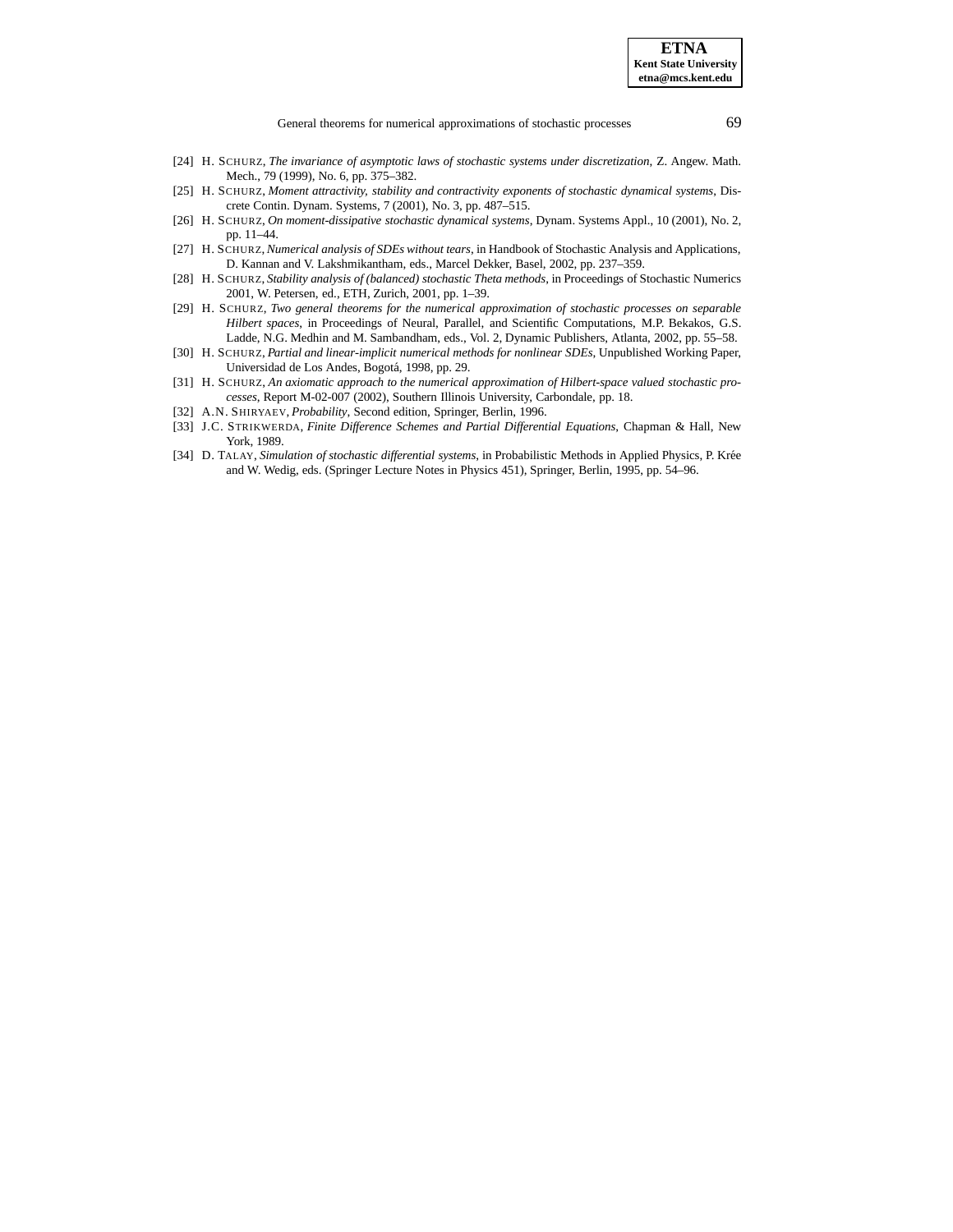[24] H. SCHURZ, *The invariance of asymptotic laws of stochastic systems under discretization*, Z. Angew. Math. Mech., 79 (1999), No. 6, pp. 375–382.

[25] H. SCHURZ, *Moment attractivity, stability and contractivity exponents of stochastic dynamical systems*, Discrete Contin. Dynam. Systems, 7 (2001), No. 3, pp. 487–515.

[26] H. SCHURZ, *On moment-dissipative stochastic dynamical systems*, Dynam. Systems Appl., 10 (2001), No. 2, pp. 11–44.

[27] H. SCHURZ, *Numerical analysis of SDEs without tears*, in Handbook of Stochastic Analysis and Applications, D. Kannan and V. Lakshmikantham, eds., Marcel Dekker, Basel, 2002, pp. 237–359.

[28] H. SCHURZ, *Stability analysis of (balanced) stochastic Theta methods*, in Proceedings of Stochastic Numerics 2001, W. Petersen, ed., ETH, Zurich, 2001, pp. 1–39.

[29] H. SCHURZ, *Two general theorems for the numerical approximation of stochastic processes on separable Hilbert spaces*, in Proceedings of Neural, Parallel, and Scientific Computations, M.P. Bekakos, G.S. Ladde, N.G. Medhin and M. Sambandham, eds., Vol. 2, Dynamic Publishers, Atlanta, 2002, pp. 55–58.

[30] H. SCHURZ, *Partial and linear-implicit numerical methods for nonlinear SDEs*, Unpublished Working Paper, Universidad de Los Andes, Bogotá, 1998, pp. 29.

[31] H. SCHURZ, *An axiomatic approach to the numerical approximation of Hilbert-space valued stochastic processes*, Report M-02-007 (2002), Southern Illinois University, Carbondale, pp. 18.

[32] A.N. SHIRYAEV, *Probability*, Second edition, Springer, Berlin, 1996.

[33] J.C. STRIKWERDA, *Finite Difference Schemes and Partial Differential Equations*, Chapman & Hall, New York, 1989.

[34] D. TALAY, *Simulation of stochastic differential systems*, in Probabilistic Methods in Applied Physics, P. Krée and W. Wedig, eds. (Springer Lecture Notes in Physics 451), Springer, Berlin, 1995, pp. 54–96.